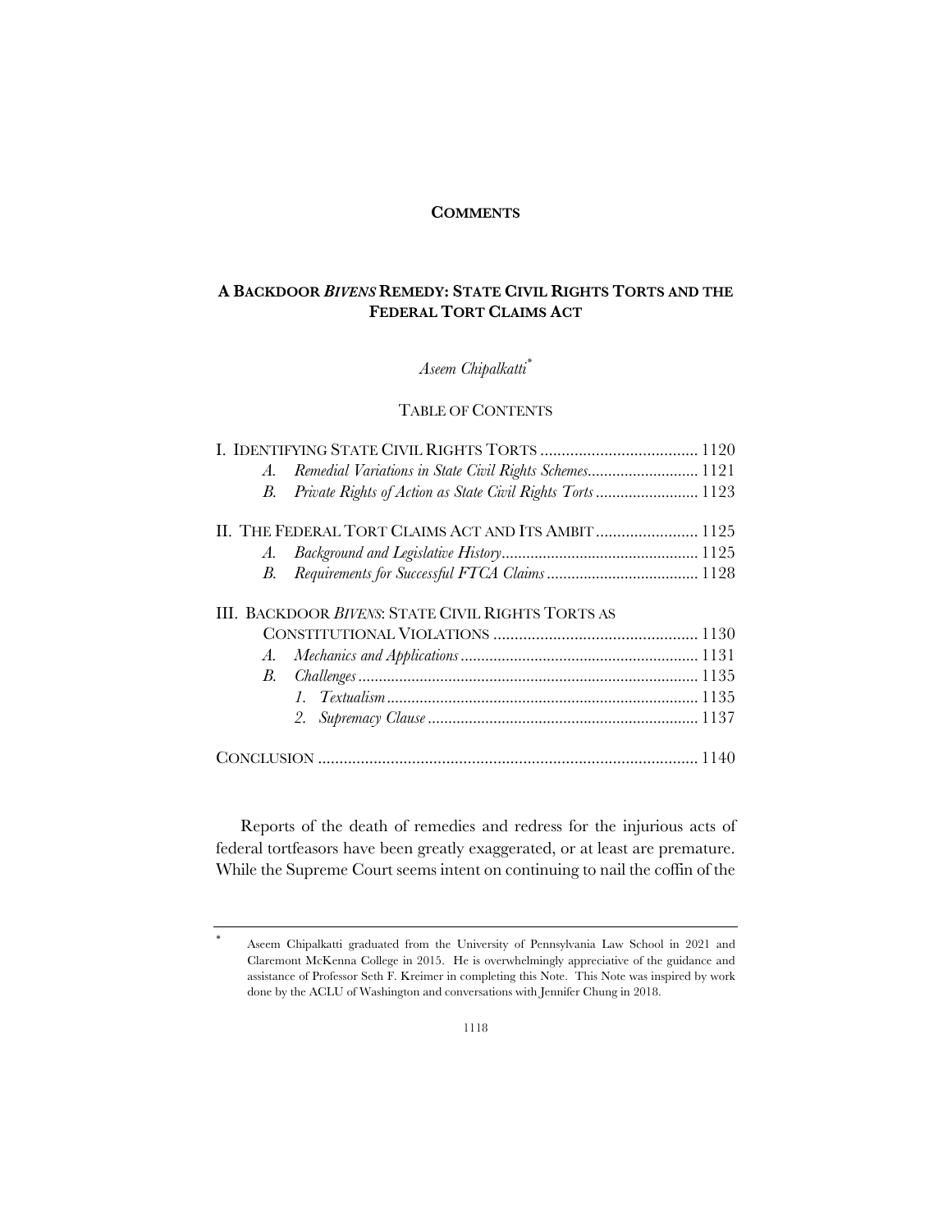**COMMENTS**

# A BACKDOOR *BIVENS* REMEDY: STATE CIVIL RIGHTS TORTS AND THE FEDERAL TORT CLAIMS ACT

*Aseem Chipalkatti*[*]

TABLE OF CONTENTS

I. IDENTIFYING STATE CIVIL RIGHTS TORTS ..................................... 1120
- A. *Remedial Variations in State Civil Rights Schemes*........................... 1121
- B. *Private Rights of Action as State Civil Rights Torts* ......................... 1123

II. THE FEDERAL TORT CLAIMS ACT AND ITS AMBIT ........................ 1125
- A. *Background and Legislative History*................................................ 1125
- B. *Requirements for Successful FTCA Claims* ..................................... 1128

III. BACKDOOR *BIVENS*: STATE CIVIL RIGHTS TORTS AS CONSTITUTIONAL VIOLATIONS ................................................ 1130
- A. *Mechanics and Applications* .......................................................... 1131
- B. *Challenges* .................................................................................. 1135
  - 1. *Textualism* ............................................................................ 1135
  - 2. *Supremacy Clause* .................................................................. 1137

CONCLUSION ......................................................................................... 1140

Reports of the death of remedies and redress for the injurious acts of federal tortfeasors have been greatly exaggerated, or at least are premature. While the Supreme Court seems intent on continuing to nail the coffin of the

---

[*] Aseem Chipalkatti graduated from the University of Pennsylvania Law School in 2021 and Claremont McKenna College in 2015. He is overwhelmingly appreciative of the guidance and assistance of Professor Seth F. Kreimer in completing this Note. This Note was inspired by work done by the ACLU of Washington and conversations with Jennifer Chung in 2018.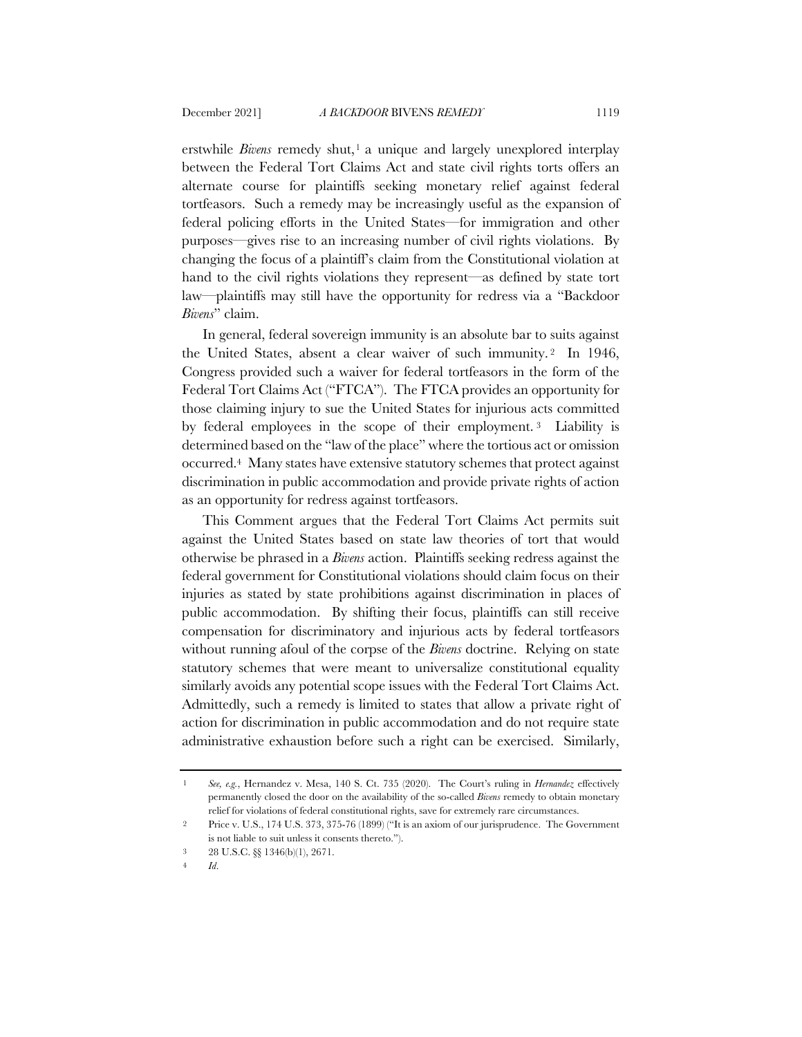erstwhile *Bivens* remedy shut,[1] a unique and largely unexplored interplay between the Federal Tort Claims Act and state civil rights torts offers an alternate course for plaintiffs seeking monetary relief against federal tortfeasors. Such a remedy may be increasingly useful as the expansion of federal policing efforts in the United States—for immigration and other purposes—gives rise to an increasing number of civil rights violations. By changing the focus of a plaintiff's claim from the Constitutional violation at hand to the civil rights violations they represent—as defined by state tort law—plaintiffs may still have the opportunity for redress via a "Backdoor *Bivens*" claim.

In general, federal sovereign immunity is an absolute bar to suits against the United States, absent a clear waiver of such immunity.[2] In 1946, Congress provided such a waiver for federal tortfeasors in the form of the Federal Tort Claims Act ("FTCA"). The FTCA provides an opportunity for those claiming injury to sue the United States for injurious acts committed by federal employees in the scope of their employment.[3] Liability is determined based on the "law of the place" where the tortious act or omission occurred.[4] Many states have extensive statutory schemes that protect against discrimination in public accommodation and provide private rights of action as an opportunity for redress against tortfeasors.

This Comment argues that the Federal Tort Claims Act permits suit against the United States based on state law theories of tort that would otherwise be phrased in a *Bivens* action. Plaintiffs seeking redress against the federal government for Constitutional violations should claim focus on their injuries as stated by state prohibitions against discrimination in places of public accommodation. By shifting their focus, plaintiffs can still receive compensation for discriminatory and injurious acts by federal tortfeasors without running afoul of the corpse of the *Bivens* doctrine. Relying on state statutory schemes that were meant to universalize constitutional equality similarly avoids any potential scope issues with the Federal Tort Claims Act. Admittedly, such a remedy is limited to states that allow a private right of action for discrimination in public accommodation and do not require state administrative exhaustion before such a right can be exercised. Similarly,

---

1 *See, e.g.*, Hernandez v. Mesa, 140 S. Ct. 735 (2020). The Court's ruling in *Hernandez* effectively permanently closed the door on the availability of the so-called *Bivens* remedy to obtain monetary relief for violations of federal constitutional rights, save for extremely rare circumstances.

2 Price v. U.S., 174 U.S. 373, 375-76 (1899) ("It is an axiom of our jurisprudence. The Government is not liable to suit unless it consents thereto.").

3 28 U.S.C. §§ 1346(b)(1), 2671.

4 *Id.*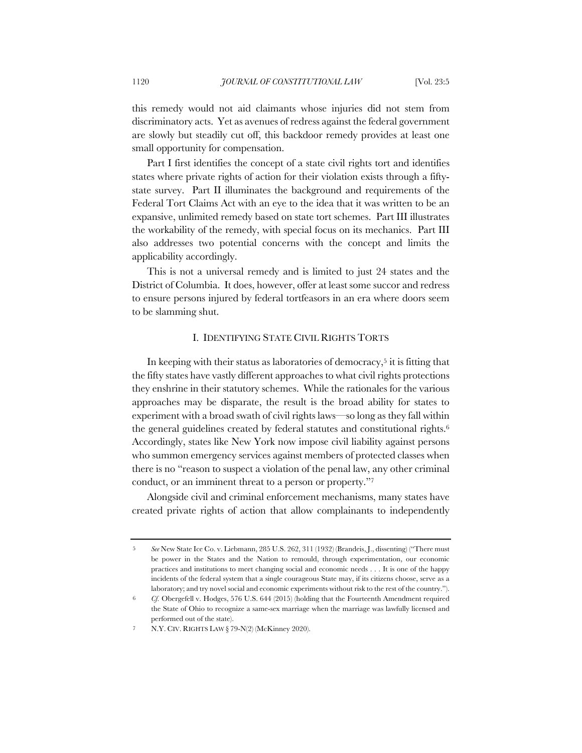this remedy would not aid claimants whose injuries did not stem from discriminatory acts. Yet as avenues of redress against the federal government are slowly but steadily cut off, this backdoor remedy provides at least one small opportunity for compensation.

Part I first identifies the concept of a state civil rights tort and identifies states where private rights of action for their violation exists through a fifty-state survey. Part II illuminates the background and requirements of the Federal Tort Claims Act with an eye to the idea that it was written to be an expansive, unlimited remedy based on state tort schemes. Part III illustrates the workability of the remedy, with special focus on its mechanics. Part III also addresses two potential concerns with the concept and limits the applicability accordingly.

This is not a universal remedy and is limited to just 24 states and the District of Columbia. It does, however, offer at least some succor and redress to ensure persons injured by federal tortfeasors in an era where doors seem to be slamming shut.

## I. IDENTIFYING STATE CIVIL RIGHTS TORTS

In keeping with their status as laboratories of democracy,[5] it is fitting that the fifty states have vastly different approaches to what civil rights protections they enshrine in their statutory schemes. While the rationales for the various approaches may be disparate, the result is the broad ability for states to experiment with a broad swath of civil rights laws—so long as they fall within the general guidelines created by federal statutes and constitutional rights.[6] Accordingly, states like New York now impose civil liability against persons who summon emergency services against members of protected classes when there is no "reason to suspect a violation of the penal law, any other criminal conduct, or an imminent threat to a person or property."[7]

Alongside civil and criminal enforcement mechanisms, many states have created private rights of action that allow complainants to independently

---

5 *See* New State Ice Co. v. Liebmann, 285 U.S. 262, 311 (1932) (Brandeis, J., dissenting) ("There must be power in the States and the Nation to remould, through experimentation, our economic practices and institutions to meet changing social and economic needs . . . It is one of the happy incidents of the federal system that a single courageous State may, if its citizens choose, serve as a laboratory; and try novel social and economic experiments without risk to the rest of the country.").

6 *Cf.* Obergefell v. Hodges, 576 U.S. 644 (2015) (holding that the Fourteenth Amendment required the State of Ohio to recognize a same-sex marriage when the marriage was lawfully licensed and performed out of the state).

7 N.Y. CIV. RIGHTS LAW § 79-N(2) (McKinney 2020).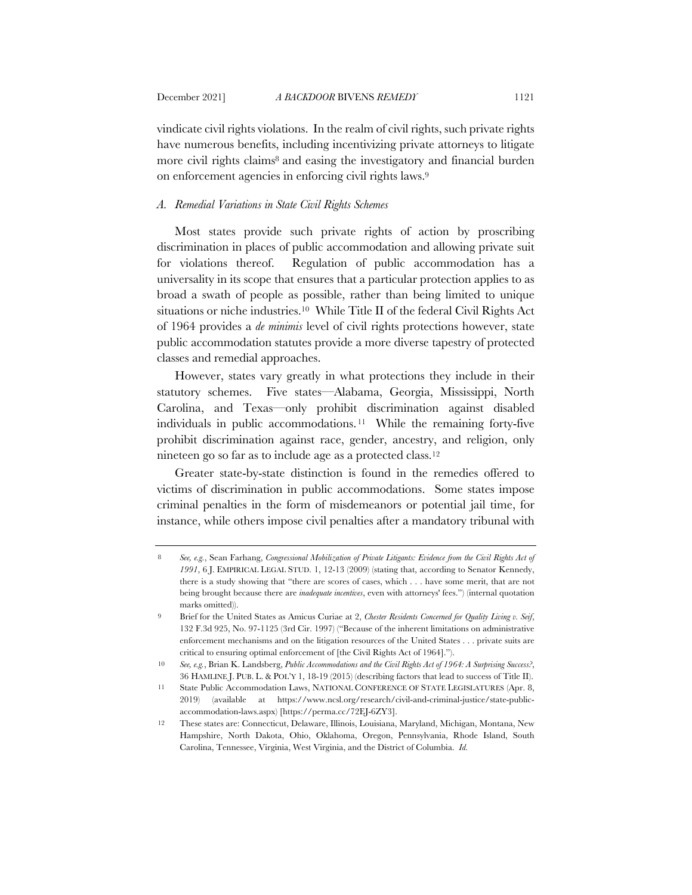vindicate civil rights violations. In the realm of civil rights, such private rights have numerous benefits, including incentivizing private attorneys to litigate more civil rights claims[8] and easing the investigatory and financial burden on enforcement agencies in enforcing civil rights laws.[9]

### *A. Remedial Variations in State Civil Rights Schemes*

Most states provide such private rights of action by proscribing discrimination in places of public accommodation and allowing private suit for violations thereof. Regulation of public accommodation has a universality in its scope that ensures that a particular protection applies to as broad a swath of people as possible, rather than being limited to unique situations or niche industries.[10] While Title II of the federal Civil Rights Act of 1964 provides a *de minimis* level of civil rights protections however, state public accommodation statutes provide a more diverse tapestry of protected classes and remedial approaches.

However, states vary greatly in what protections they include in their statutory schemes. Five states—Alabama, Georgia, Mississippi, North Carolina, and Texas—only prohibit discrimination against disabled individuals in public accommodations.[11] While the remaining forty-five prohibit discrimination against race, gender, ancestry, and religion, only nineteen go so far as to include age as a protected class.[12]

Greater state-by-state distinction is found in the remedies offered to victims of discrimination in public accommodations. Some states impose criminal penalties in the form of misdemeanors or potential jail time, for instance, while others impose civil penalties after a mandatory tribunal with

---

8 *See, e.g.*, Sean Farhang, *Congressional Mobilization of Private Litigants: Evidence from the Civil Rights Act of 1991*, 6 J. EMPIRICAL LEGAL STUD. 1, 12-13 (2009) (stating that, according to Senator Kennedy, there is a study showing that "there are scores of cases, which . . . have some merit, that are not being brought because there are *inadequate incentives*, even with attorneys' fees.") (internal quotation marks omitted)).

9 Brief for the United States as Amicus Curiae at 2, *Chester Residents Concerned for Quality Living v. Seif*, 132 F.3d 925, No. 97-1125 (3rd Cir. 1997) ("Because of the inherent limitations on administrative enforcement mechanisms and on the litigation resources of the United States . . . private suits are critical to ensuring optimal enforcement of [the Civil Rights Act of 1964].").

10 *See, e.g.*, Brian K. Landsberg, *Public Accommodations and the Civil Rights Act of 1964: A Surprising Success?*, 36 HAMLINE J. PUB. L. & POL'Y 1, 18-19 (2015) (describing factors that lead to success of Title II).

11 State Public Accommodation Laws, NATIONAL CONFERENCE OF STATE LEGISLATURES (Apr. 8, 2019) (available at https://www.ncsl.org/research/civil-and-criminal-justice/state-public-accommodation-laws.aspx) [https://perma.cc/72EJ-6ZY3].

12 These states are: Connecticut, Delaware, Illinois, Louisiana, Maryland, Michigan, Montana, New Hampshire, North Dakota, Ohio, Oklahoma, Oregon, Pennsylvania, Rhode Island, South Carolina, Tennessee, Virginia, West Virginia, and the District of Columbia. *Id.*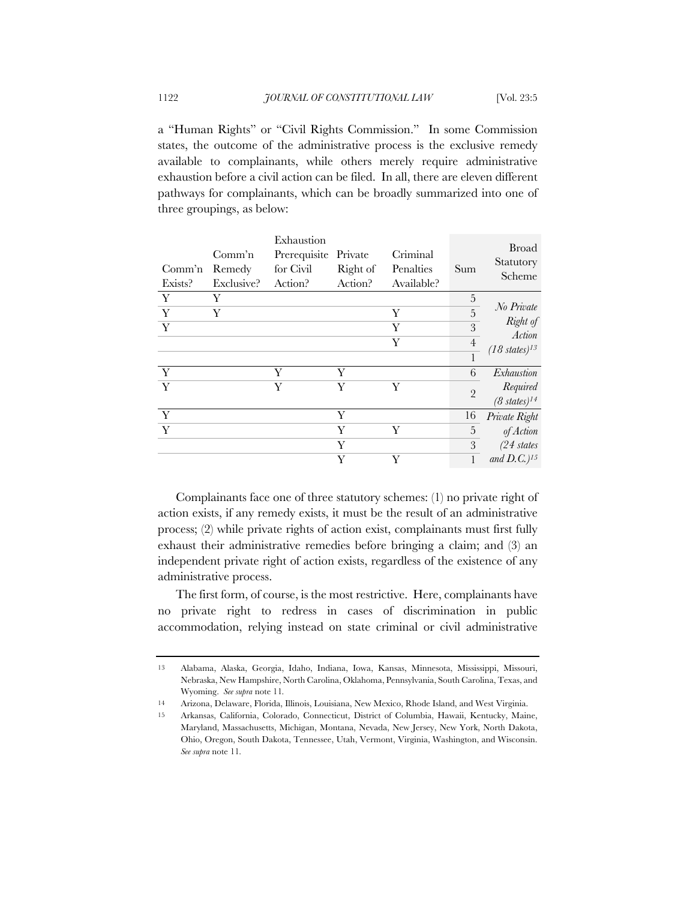a "Human Rights" or "Civil Rights Commission." In some Commission states, the outcome of the administrative process is the exclusive remedy available to complainants, while others merely require administrative exhaustion before a civil action can be filed. In all, there are eleven different pathways for complainants, which can be broadly summarized into one of three groupings, as below:

| Comm'n Exists? | Comm'n Remedy Exclusive? | Exhaustion Prerequisite for Civil Action? | Private Right of Action? | Criminal Penalties Available? | Sum | Broad Statutory Scheme |
|---|---|---|---|---|---|---|
| Y | Y | | | | 5 | *No Private Right of Action (18 states)*[13] |
| Y | Y | | | Y | 5 | |
| Y | | | | Y | 3 | |
| | | | | Y | 4 | |
| | | | | | 1 | |
| Y | | Y | Y | | 6 | *Exhaustion Required (8 states)*[14] |
| Y | | Y | Y | Y | 2 | |
| Y | | | Y | | 16 | *Private Right of Action (24 states and D.C.)*[15] |
| Y | | | Y | Y | 5 | |
| | | | Y | | 3 | |
| | | | Y | Y | 1 | |

Complainants face one of three statutory schemes: (1) no private right of action exists, if any remedy exists, it must be the result of an administrative process; (2) while private rights of action exist, complainants must first fully exhaust their administrative remedies before bringing a claim; and (3) an independent private right of action exists, regardless of the existence of any administrative process.

The first form, of course, is the most restrictive. Here, complainants have no private right to redress in cases of discrimination in public accommodation, relying instead on state criminal or civil administrative

---

13 Alabama, Alaska, Georgia, Idaho, Indiana, Iowa, Kansas, Minnesota, Mississippi, Missouri, Nebraska, New Hampshire, North Carolina, Oklahoma, Pennsylvania, South Carolina, Texas, and Wyoming. *See supra* note 11.

14 Arizona, Delaware, Florida, Illinois, Louisiana, New Mexico, Rhode Island, and West Virginia.

15 Arkansas, California, Colorado, Connecticut, District of Columbia, Hawaii, Kentucky, Maine, Maryland, Massachusetts, Michigan, Montana, Nevada, New Jersey, New York, North Dakota, Ohio, Oregon, South Dakota, Tennessee, Utah, Vermont, Virginia, Washington, and Wisconsin. *See supra* note 11.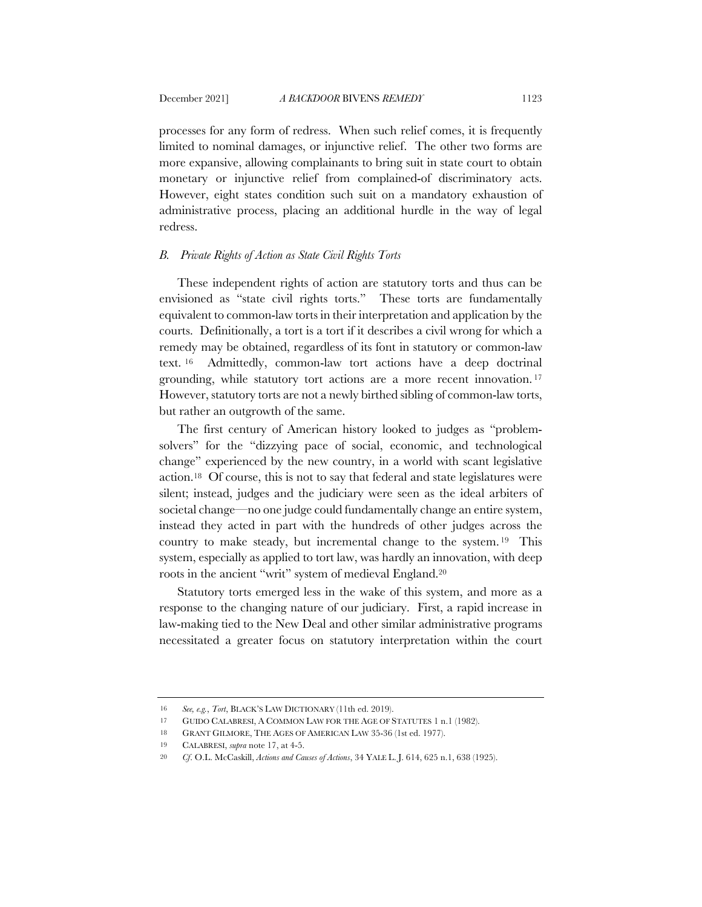processes for any form of redress. When such relief comes, it is frequently limited to nominal damages, or injunctive relief. The other two forms are more expansive, allowing complainants to bring suit in state court to obtain monetary or injunctive relief from complained-of discriminatory acts. However, eight states condition such suit on a mandatory exhaustion of administrative process, placing an additional hurdle in the way of legal redress.

### *B. Private Rights of Action as State Civil Rights Torts*

These independent rights of action are statutory torts and thus can be envisioned as "state civil rights torts." These torts are fundamentally equivalent to common-law torts in their interpretation and application by the courts. Definitionally, a tort is a tort if it describes a civil wrong for which a remedy may be obtained, regardless of its font in statutory or common-law text.[16] Admittedly, common-law tort actions have a deep doctrinal grounding, while statutory tort actions are a more recent innovation.[17] However, statutory torts are not a newly birthed sibling of common-law torts, but rather an outgrowth of the same.

The first century of American history looked to judges as "problem-solvers" for the "dizzying pace of social, economic, and technological change" experienced by the new country, in a world with scant legislative action.[18] Of course, this is not to say that federal and state legislatures were silent; instead, judges and the judiciary were seen as the ideal arbiters of societal change—no one judge could fundamentally change an entire system, instead they acted in part with the hundreds of other judges across the country to make steady, but incremental change to the system.[19] This system, especially as applied to tort law, was hardly an innovation, with deep roots in the ancient "writ" system of medieval England.[20]

Statutory torts emerged less in the wake of this system, and more as a response to the changing nature of our judiciary. First, a rapid increase in law-making tied to the New Deal and other similar administrative programs necessitated a greater focus on statutory interpretation within the court

---

16 *See, e.g.*, *Tort*, BLACK'S LAW DICTIONARY (11th ed. 2019).

17 GUIDO CALABRESI, A COMMON LAW FOR THE AGE OF STATUTES 1 n.1 (1982).

18 GRANT GILMORE, THE AGES OF AMERICAN LAW 35-36 (1st ed. 1977).

19 CALABRESI, *supra* note 17, at 4-5.

20 *Cf.* O.L. McCaskill, *Actions and Causes of Actions*, 34 YALE L. J. 614, 625 n.1, 638 (1925).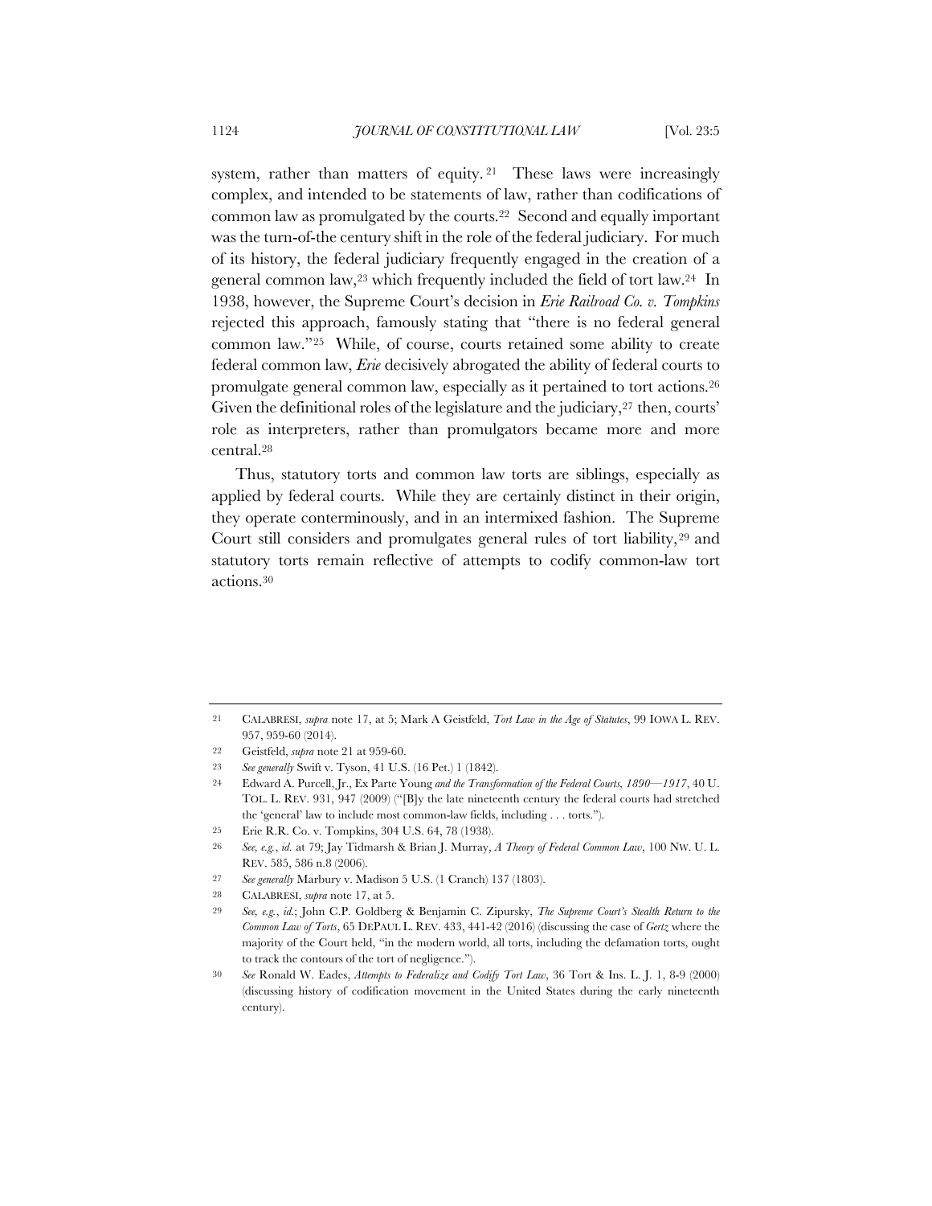system, rather than matters of equity.[21] These laws were increasingly complex, and intended to be statements of law, rather than codifications of common law as promulgated by the courts.[22] Second and equally important was the turn-of-the century shift in the role of the federal judiciary. For much of its history, the federal judiciary frequently engaged in the creation of a general common law,[23] which frequently included the field of tort law.[24] In 1938, however, the Supreme Court's decision in *Erie Railroad Co. v. Tompkins* rejected this approach, famously stating that "there is no federal general common law."[25] While, of course, courts retained some ability to create federal common law, *Erie* decisively abrogated the ability of federal courts to promulgate general common law, especially as it pertained to tort actions.[26] Given the definitional roles of the legislature and the judiciary,[27] then, courts' role as interpreters, rather than promulgators became more and more central.[28]

Thus, statutory torts and common law torts are siblings, especially as applied by federal courts. While they are certainly distinct in their origin, they operate conterminously, and in an intermixed fashion. The Supreme Court still considers and promulgates general rules of tort liability,[29] and statutory torts remain reflective of attempts to codify common-law tort actions.[30]

---

21 CALABRESI, *supra* note 17, at 5; Mark A Geistfeld, *Tort Law in the Age of Statutes*, 99 IOWA L. REV. 957, 959-60 (2014).

22 Geistfeld, *supra* note 21 at 959-60.

23 *See generally* Swift v. Tyson, 41 U.S. (16 Pet.) 1 (1842).

24 Edward A. Purcell, Jr., Ex Parte Young *and the Transformation of the Federal Courts, 1890—1917*, 40 U. TOL. L. REV. 931, 947 (2009) ("[B]y the late nineteenth century the federal courts had stretched the 'general' law to include most common-law fields, including . . . torts.").

25 Erie R.R. Co. v. Tompkins, 304 U.S. 64, 78 (1938).

26 *See, e.g.*, *id.* at 79; Jay Tidmarsh & Brian J. Murray, *A Theory of Federal Common Law*, 100 NW. U. L. REV. 585, 586 n.8 (2006).

27 *See generally* Marbury v. Madison 5 U.S. (1 Cranch) 137 (1803).

28 CALABRESI, *supra* note 17, at 5.

29 *See, e.g.*, *id.*; John C.P. Goldberg & Benjamin C. Zipursky, *The Supreme Court's Stealth Return to the Common Law of Torts*, 65 DEPAUL L. REV. 433, 441-42 (2016) (discussing the case of *Gertz* where the majority of the Court held, "in the modern world, all torts, including the defamation torts, ought to track the contours of the tort of negligence.").

30 *See* Ronald W. Eades, *Attempts to Federalize and Codify Tort Law*, 36 Tort & Ins. L. J. 1, 8-9 (2000) (discussing history of codification movement in the United States during the early nineteenth century).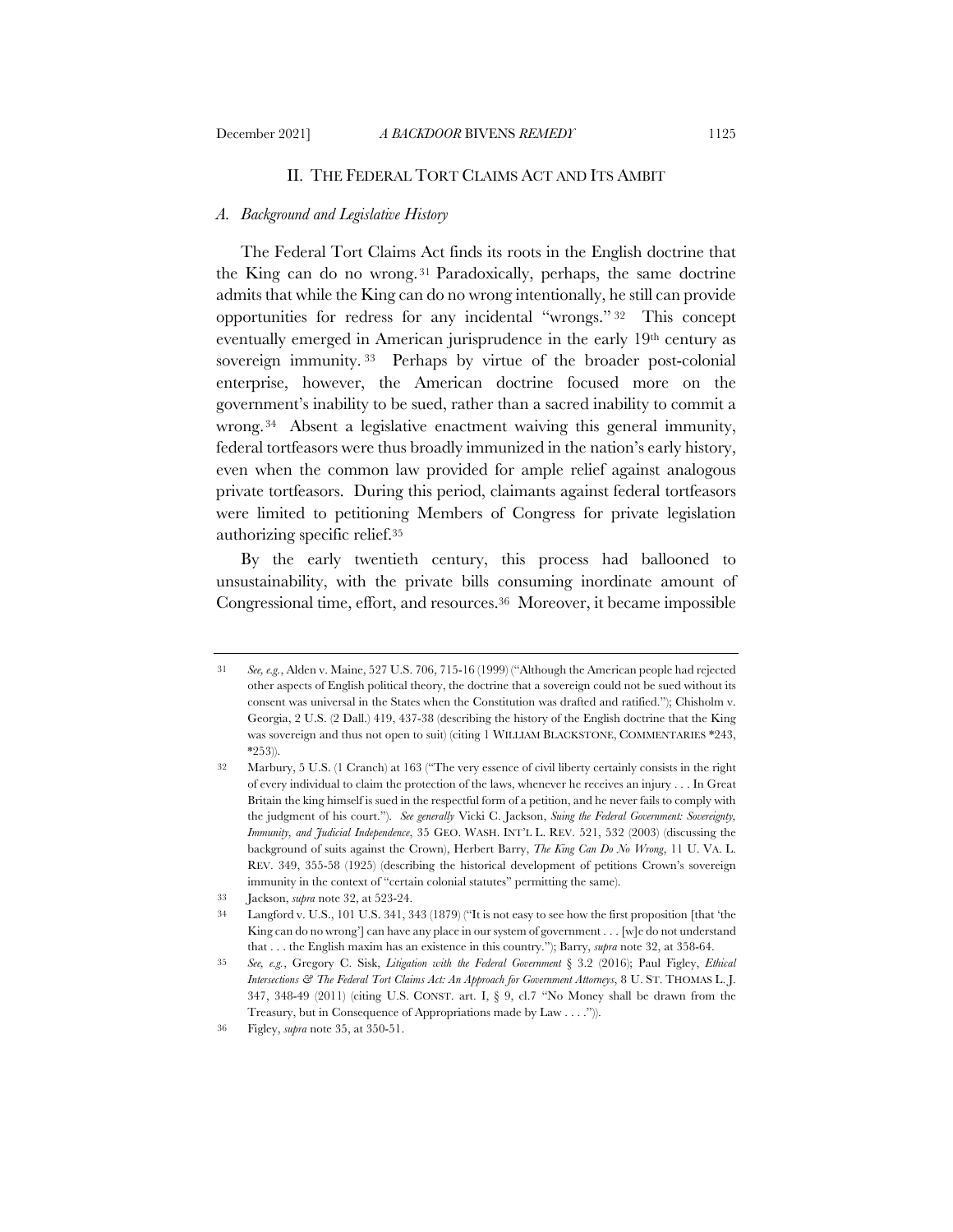## II. THE FEDERAL TORT CLAIMS ACT AND ITS AMBIT

### *A. Background and Legislative History*

The Federal Tort Claims Act finds its roots in the English doctrine that the King can do no wrong.[31] Paradoxically, perhaps, the same doctrine admits that while the King can do no wrong intentionally, he still can provide opportunities for redress for any incidental "wrongs."[32] This concept eventually emerged in American jurisprudence in the early 19th century as sovereign immunity.[33] Perhaps by virtue of the broader post-colonial enterprise, however, the American doctrine focused more on the government's inability to be sued, rather than a sacred inability to commit a wrong.[34] Absent a legislative enactment waiving this general immunity, federal tortfeasors were thus broadly immunized in the nation's early history, even when the common law provided for ample relief against analogous private tortfeasors. During this period, claimants against federal tortfeasors were limited to petitioning Members of Congress for private legislation authorizing specific relief.[35]

By the early twentieth century, this process had ballooned to unsustainability, with the private bills consuming inordinate amount of Congressional time, effort, and resources.[36] Moreover, it became impossible

---

31 *See, e.g.*, Alden v. Maine, 527 U.S. 706, 715-16 (1999) ("Although the American people had rejected other aspects of English political theory, the doctrine that a sovereign could not be sued without its consent was universal in the States when the Constitution was drafted and ratified."); Chisholm v. Georgia, 2 U.S. (2 Dall.) 419, 437-38 (describing the history of the English doctrine that the King was sovereign and thus not open to suit) (citing 1 WILLIAM BLACKSTONE, COMMENTARIES *243, *253)).

32 Marbury, 5 U.S. (1 Cranch) at 163 ("The very essence of civil liberty certainly consists in the right of every individual to claim the protection of the laws, whenever he receives an injury . . . In Great Britain the king himself is sued in the respectful form of a petition, and he never fails to comply with the judgment of his court."). *See generally* Vicki C. Jackson, *Suing the Federal Government: Sovereignty, Immunity, and Judicial Independence*, 35 GEO. WASH. INT'L L. REV. 521, 532 (2003) (discussing the background of suits against the Crown), Herbert Barry, *The King Can Do No Wrong*, 11 U. VA. L. REV. 349, 355-58 (1925) (describing the historical development of petitions Crown's sovereign immunity in the context of "certain colonial statutes" permitting the same).

33 Jackson, *supra* note 32, at 523-24.

34 Langford v. U.S., 101 U.S. 341, 343 (1879) ("It is not easy to see how the first proposition [that 'the King can do no wrong'] can have any place in our system of government . . . [w]e do not understand that . . . the English maxim has an existence in this country."); Barry, *supra* note 32, at 358-64.

35 *See, e.g.*, Gregory C. Sisk, *Litigation with the Federal Government* § 3.2 (2016); Paul Figley, *Ethical Intersections & The Federal Tort Claims Act: An Approach for Government Attorneys*, 8 U. ST. THOMAS L. J. 347, 348-49 (2011) (citing U.S. CONST. art. I, § 9, cl.7 "No Money shall be drawn from the Treasury, but in Consequence of Appropriations made by Law . . . .")).

36 Figley, *supra* note 35, at 350-51.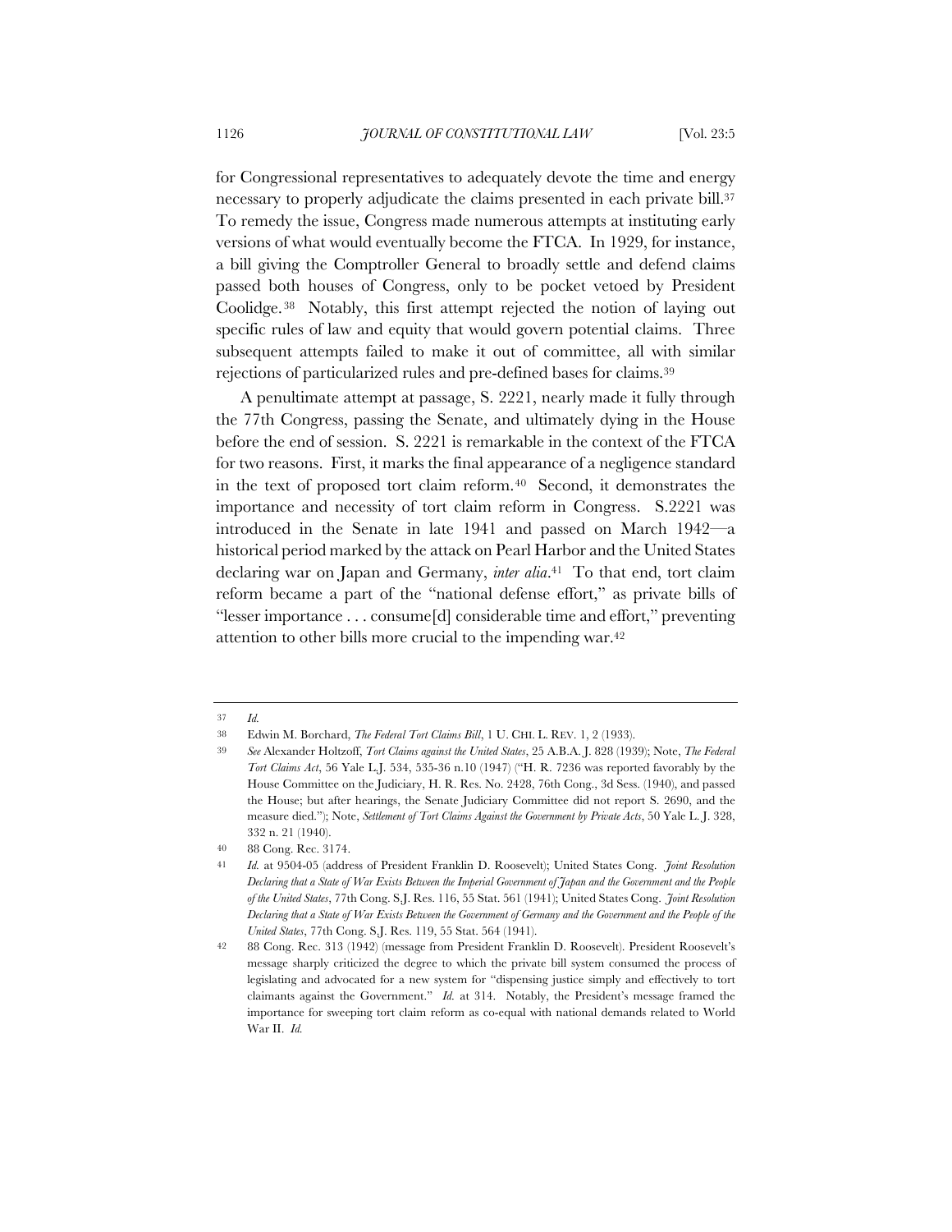for Congressional representatives to adequately devote the time and energy necessary to properly adjudicate the claims presented in each private bill.[37] To remedy the issue, Congress made numerous attempts at instituting early versions of what would eventually become the FTCA. In 1929, for instance, a bill giving the Comptroller General to broadly settle and defend claims passed both houses of Congress, only to be pocket vetoed by President Coolidge.[38] Notably, this first attempt rejected the notion of laying out specific rules of law and equity that would govern potential claims. Three subsequent attempts failed to make it out of committee, all with similar rejections of particularized rules and pre-defined bases for claims.[39]

A penultimate attempt at passage, S. 2221, nearly made it fully through the 77th Congress, passing the Senate, and ultimately dying in the House before the end of session. S. 2221 is remarkable in the context of the FTCA for two reasons. First, it marks the final appearance of a negligence standard in the text of proposed tort claim reform.[40] Second, it demonstrates the importance and necessity of tort claim reform in Congress. S.2221 was introduced in the Senate in late 1941 and passed on March 1942—a historical period marked by the attack on Pearl Harbor and the United States declaring war on Japan and Germany, *inter alia*.[41] To that end, tort claim reform became a part of the "national defense effort," as private bills of "lesser importance . . . consume[d] considerable time and effort," preventing attention to other bills more crucial to the impending war.[42]

---

37 *Id.*

38 Edwin M. Borchard, *The Federal Tort Claims Bill*, 1 U. CHI. L. REV. 1, 2 (1933).

39 *See* Alexander Holtzoff, *Tort Claims against the United States*, 25 A.B.A. J. 828 (1939); Note, *The Federal Tort Claims Act*, 56 Yale L.J. 534, 535-36 n.10 (1947) ("H. R. 7236 was reported favorably by the House Committee on the Judiciary, H. R. Res. No. 2428, 76th Cong., 3d Sess. (1940), and passed the House; but after hearings, the Senate Judiciary Committee did not report S. 2690, and the measure died."); Note, *Settlement of Tort Claims Against the Government by Private Acts*, 50 Yale L. J. 328, 332 n. 21 (1940).

40 88 Cong. Rec. 3174.

41 *Id.* at 9504-05 (address of President Franklin D. Roosevelt); United States Cong. *Joint Resolution Declaring that a State of War Exists Between the Imperial Government of Japan and the Government and the People of the United States*, 77th Cong. S.J. Res. 116, 55 Stat. 561 (1941); United States Cong. *Joint Resolution Declaring that a State of War Exists Between the Government of Germany and the Government and the People of the United States*, 77th Cong. S.J. Res. 119, 55 Stat. 564 (1941).

42 88 Cong. Rec. 313 (1942) (message from President Franklin D. Roosevelt). President Roosevelt's message sharply criticized the degree to which the private bill system consumed the process of legislating and advocated for a new system for "dispensing justice simply and effectively to tort claimants against the Government." *Id.* at 314. Notably, the President's message framed the importance for sweeping tort claim reform as co-equal with national demands related to World War II. *Id.*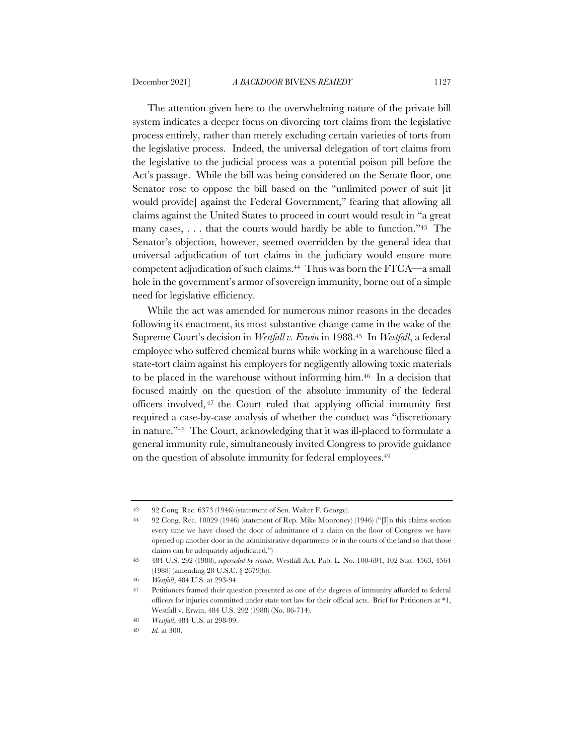The attention given here to the overwhelming nature of the private bill system indicates a deeper focus on divorcing tort claims from the legislative process entirely, rather than merely excluding certain varieties of torts from the legislative process. Indeed, the universal delegation of tort claims from the legislative to the judicial process was a potential poison pill before the Act's passage. While the bill was being considered on the Senate floor, one Senator rose to oppose the bill based on the "unlimited power of suit [it would provide] against the Federal Government," fearing that allowing all claims against the United States to proceed in court would result in "a great many cases, . . . that the courts would hardly be able to function."[43] The Senator's objection, however, seemed overridden by the general idea that universal adjudication of tort claims in the judiciary would ensure more competent adjudication of such claims.[44] Thus was born the FTCA—a small hole in the government's armor of sovereign immunity, borne out of a simple need for legislative efficiency.

While the act was amended for numerous minor reasons in the decades following its enactment, its most substantive change came in the wake of the Supreme Court's decision in *Westfall v. Erwin* in 1988.[45] In *Westfall*, a federal employee who suffered chemical burns while working in a warehouse filed a state-tort claim against his employers for negligently allowing toxic materials to be placed in the warehouse without informing him.[46] In a decision that focused mainly on the question of the absolute immunity of the federal officers involved,[47] the Court ruled that applying official immunity first required a case-by-case analysis of whether the conduct was "discretionary in nature."[48] The Court, acknowledging that it was ill-placed to formulate a general immunity rule, simultaneously invited Congress to provide guidance on the question of absolute immunity for federal employees.[49]

---

43 92 Cong. Rec. 6373 (1946) (statement of Sen. Walter F. George).

44 92 Cong. Rec. 10029 (1946) (statement of Rep. Mike Monroney) (1946) ("[I]n this claims section every time we have closed the door of admittance of a claim on the floor of Congress we have opened up another door in the administrative departments or in the courts of the land so that those claims can be adequately adjudicated.")

45 484 U.S. 292 (1988), *superseded by statute*, Westfall Act, Pub. L. No. 100-694, 102 Stat. 4563, 4564 (1988) (amending 28 U.S.C. § 2679(b)).

46 *Westfall*, 484 U.S. at 293-94.

47 Petitioners framed their question presented as one of the degrees of immunity afforded to federal officers for injuries committed under state tort law for their official acts. Brief for Petitioners at *1, Westfall v. Erwin, 484 U.S. 292 (1988) (No. 86-714).

48 *Westfall*, 484 U.S. at 298-99.

49 *Id.* at 300.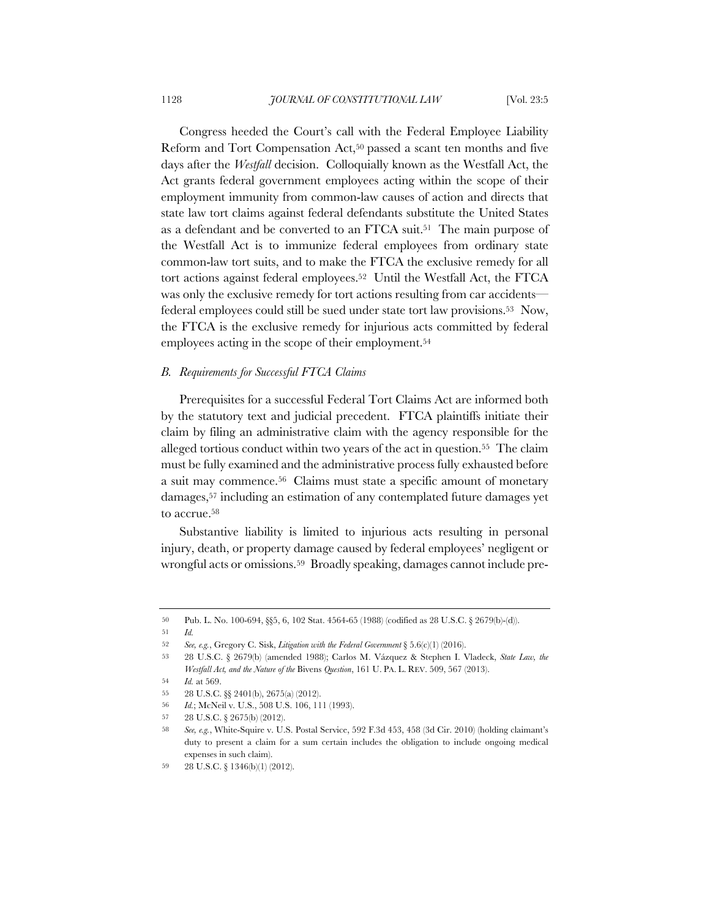Congress heeded the Court's call with the Federal Employee Liability Reform and Tort Compensation Act,[50] passed a scant ten months and five days after the *Westfall* decision. Colloquially known as the Westfall Act, the Act grants federal government employees acting within the scope of their employment immunity from common-law causes of action and directs that state law tort claims against federal defendants substitute the United States as a defendant and be converted to an FTCA suit.[51] The main purpose of the Westfall Act is to immunize federal employees from ordinary state common-law tort suits, and to make the FTCA the exclusive remedy for all tort actions against federal employees.[52] Until the Westfall Act, the FTCA was only the exclusive remedy for tort actions resulting from car accidents—federal employees could still be sued under state tort law provisions.[53] Now, the FTCA is the exclusive remedy for injurious acts committed by federal employees acting in the scope of their employment.[54]

### *B. Requirements for Successful FTCA Claims*

Prerequisites for a successful Federal Tort Claims Act are informed both by the statutory text and judicial precedent. FTCA plaintiffs initiate their claim by filing an administrative claim with the agency responsible for the alleged tortious conduct within two years of the act in question.[55] The claim must be fully examined and the administrative process fully exhausted before a suit may commence.[56] Claims must state a specific amount of monetary damages,[57] including an estimation of any contemplated future damages yet to accrue.[58]

Substantive liability is limited to injurious acts resulting in personal injury, death, or property damage caused by federal employees' negligent or wrongful acts or omissions.[59] Broadly speaking, damages cannot include pre-

---

50 Pub. L. No. 100-694, §§5, 6, 102 Stat. 4564-65 (1988) (codified as 28 U.S.C. § 2679(b)-(d)).

51 *Id.*

52 *See, e.g.*, Gregory C. Sisk, *Litigation with the Federal Government* § 5.6(c)(1) (2016).

53 28 U.S.C. § 2679(b) (amended 1988); Carlos M. Vázquez & Stephen I. Vladeck, *State Law, the Westfall Act, and the Nature of the* Bivens *Question*, 161 U. PA. L. REV. 509, 567 (2013).

54 *Id.* at 569.

55 28 U.S.C. §§ 2401(b), 2675(a) (2012).

56 *Id.*; McNeil v. U.S., 508 U.S. 106, 111 (1993).

57 28 U.S.C. § 2675(b) (2012).

58 *See, e.g.*, White-Squire v. U.S. Postal Service, 592 F.3d 453, 458 (3d Cir. 2010) (holding claimant's duty to present a claim for a sum certain includes the obligation to include ongoing medical expenses in such claim).

59 28 U.S.C. § 1346(b)(1) (2012).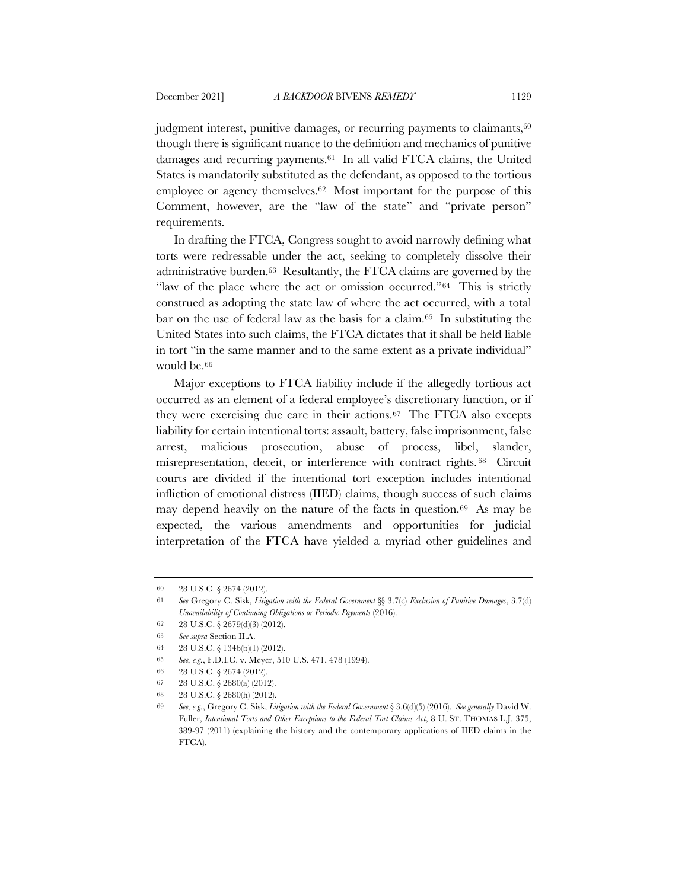judgment interest, punitive damages, or recurring payments to claimants,[60] though there is significant nuance to the definition and mechanics of punitive damages and recurring payments.[61] In all valid FTCA claims, the United States is mandatorily substituted as the defendant, as opposed to the tortious employee or agency themselves.[62] Most important for the purpose of this Comment, however, are the "law of the state" and "private person" requirements.

In drafting the FTCA, Congress sought to avoid narrowly defining what torts were redressable under the act, seeking to completely dissolve their administrative burden.[63] Resultantly, the FTCA claims are governed by the "law of the place where the act or omission occurred."[64] This is strictly construed as adopting the state law of where the act occurred, with a total bar on the use of federal law as the basis for a claim.[65] In substituting the United States into such claims, the FTCA dictates that it shall be held liable in tort "in the same manner and to the same extent as a private individual" would be.[66]

Major exceptions to FTCA liability include if the allegedly tortious act occurred as an element of a federal employee's discretionary function, or if they were exercising due care in their actions.[67] The FTCA also excepts liability for certain intentional torts: assault, battery, false imprisonment, false arrest, malicious prosecution, abuse of process, libel, slander, misrepresentation, deceit, or interference with contract rights.[68] Circuit courts are divided if the intentional tort exception includes intentional infliction of emotional distress (IIED) claims, though success of such claims may depend heavily on the nature of the facts in question.[69] As may be expected, the various amendments and opportunities for judicial interpretation of the FTCA have yielded a myriad other guidelines and

---

60 28 U.S.C. § 2674 (2012).

61 *See* Gregory C. Sisk, *Litigation with the Federal Government* §§ 3.7(c) *Exclusion of Punitive Damages*, 3.7(d) *Unavailability of Continuing Obligations or Periodic Payments* (2016).

62 28 U.S.C. § 2679(d)(3) (2012).

63 *See supra* Section II.A.

64 28 U.S.C. § 1346(b)(1) (2012).

65 *See, e.g.*, F.D.I.C. v. Meyer, 510 U.S. 471, 478 (1994).

66 28 U.S.C. § 2674 (2012).

67 28 U.S.C. § 2680(a) (2012).

68 28 U.S.C. § 2680(h) (2012).

69 *See, e.g.*, Gregory C. Sisk, *Litigation with the Federal Government* § 3.6(d)(5) (2016). *See generally* David W. Fuller, *Intentional Torts and Other Exceptions to the Federal Tort Claims Act*, 8 U. ST. THOMAS L.J. 375, 389-97 (2011) (explaining the history and the contemporary applications of IIED claims in the FTCA).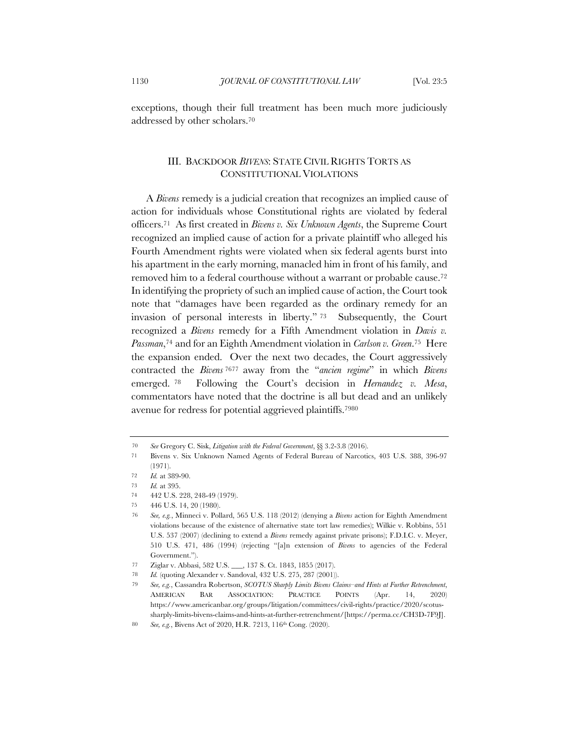exceptions, though their full treatment has been much more judiciously addressed by other scholars.[70]

## III. BACKDOOR *BIVENS*: STATE CIVIL RIGHTS TORTS AS CONSTITUTIONAL VIOLATIONS

A *Bivens* remedy is a judicial creation that recognizes an implied cause of action for individuals whose Constitutional rights are violated by federal officers.[71] As first created in *Bivens v. Six Unknown Agents*, the Supreme Court recognized an implied cause of action for a private plaintiff who alleged his Fourth Amendment rights were violated when six federal agents burst into his apartment in the early morning, manacled him in front of his family, and removed him to a federal courthouse without a warrant or probable cause.[72] In identifying the propriety of such an implied cause of action, the Court took note that "damages have been regarded as the ordinary remedy for an invasion of personal interests in liberty."[73] Subsequently, the Court recognized a *Bivens* remedy for a Fifth Amendment violation in *Davis v. Passman*,[74] and for an Eighth Amendment violation in *Carlson v. Green*.[75] Here the expansion ended. Over the next two decades, the Court aggressively contracted the *Bivens*[76][77] away from the "*ancien regime*" in which *Bivens* emerged.[78] Following the Court's decision in *Hernandez v. Mesa*, commentators have noted that the doctrine is all but dead and an unlikely avenue for redress for potential aggrieved plaintiffs.[79][80]

---

70 *See* Gregory C. Sisk, *Litigation with the Federal Government*, §§ 3.2-3.8 (2016).

71 Bivens v. Six Unknown Named Agents of Federal Bureau of Narcotics, 403 U.S. 388, 396-97 (1971).

72 *Id.* at 389-90.

73 *Id.* at 395.

74 442 U.S. 228, 248-49 (1979).

75 446 U.S. 14, 20 (1980).

76 *See, e.g.*, Minneci v. Pollard, 565 U.S. 118 (2012) (denying a *Bivens* action for Eighth Amendment violations because of the existence of alternative state tort law remedies); Wilkie v. Robbins, 551 U.S. 537 (2007) (declining to extend a *Bivens* remedy against private prisons); F.D.I.C. v. Meyer, 510 U.S. 471, 486 (1994) (rejecting "[a]n extension of *Bivens* to agencies of the Federal Government.").

77 Ziglar v. Abbasi, 582 U.S. ___, 137 S. Ct. 1843, 1855 (2017).

78 *Id.* (quoting Alexander v. Sandoval, 432 U.S. 275, 287 (2001)).

79 *See, e.g.*, Cassandra Robertson, *SCOTUS Sharply Limits Bivens Claims–and Hints at Further Retrenchment*, AMERICAN BAR ASSOCIATION: PRACTICE POINTS (Apr. 14, 2020) https://www.americanbar.org/groups/litigation/committees/civil-rights/practice/2020/scotus-sharply-limits-bivens-claims-and-hints-at-further-retrenchment/[https://perma.cc/CH3D-7F9J].

80 *See, e.g.*, Bivens Act of 2020, H.R. 7213, 116th Cong. (2020).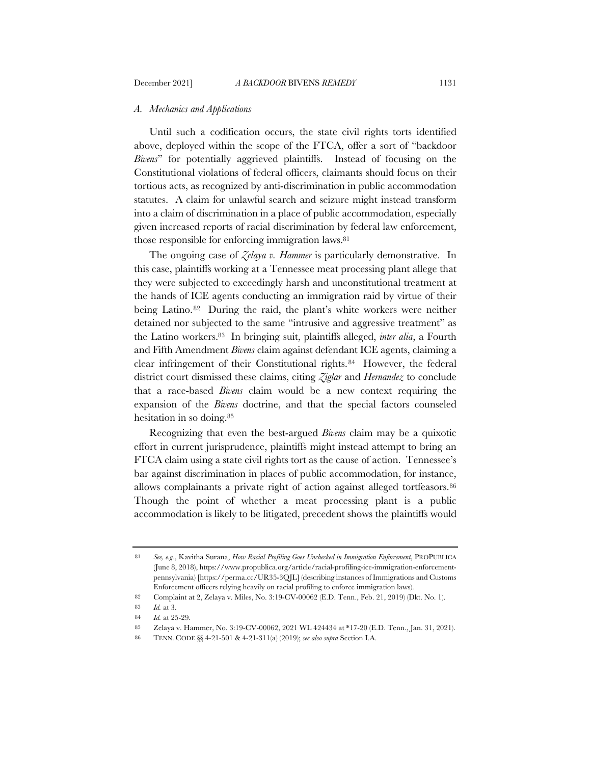### *A. Mechanics and Applications*

Until such a codification occurs, the state civil rights torts identified above, deployed within the scope of the FTCA, offer a sort of "backdoor *Bivens*" for potentially aggrieved plaintiffs. Instead of focusing on the Constitutional violations of federal officers, claimants should focus on their tortious acts, as recognized by anti-discrimination in public accommodation statutes. A claim for unlawful search and seizure might instead transform into a claim of discrimination in a place of public accommodation, especially given increased reports of racial discrimination by federal law enforcement, those responsible for enforcing immigration laws.[81]

The ongoing case of *Zelaya v. Hammer* is particularly demonstrative. In this case, plaintiffs working at a Tennessee meat processing plant allege that they were subjected to exceedingly harsh and unconstitutional treatment at the hands of ICE agents conducting an immigration raid by virtue of their being Latino.[82] During the raid, the plant's white workers were neither detained nor subjected to the same "intrusive and aggressive treatment" as the Latino workers.[83] In bringing suit, plaintiffs alleged, *inter alia*, a Fourth and Fifth Amendment *Bivens* claim against defendant ICE agents, claiming a clear infringement of their Constitutional rights.[84] However, the federal district court dismissed these claims, citing *Ziglar* and *Hernandez* to conclude that a race-based *Bivens* claim would be a new context requiring the expansion of the *Bivens* doctrine, and that the special factors counseled hesitation in so doing.[85]

Recognizing that even the best-argued *Bivens* claim may be a quixotic effort in current jurisprudence, plaintiffs might instead attempt to bring an FTCA claim using a state civil rights tort as the cause of action. Tennessee's bar against discrimination in places of public accommodation, for instance, allows complainants a private right of action against alleged tortfeasors.[86] Though the point of whether a meat processing plant is a public accommodation is likely to be litigated, precedent shows the plaintiffs would

---

81 *See, e.g.*, Kavitha Surana, *How Racial Profiling Goes Unchecked in Immigration Enforcement*, PROPUBLICA (June 8, 2018), https://www.propublica.org/article/racial-profiling-ice-immigration-enforcement-pennsylvania) [https://perma.cc/UR35-3QJL] (describing instances of Immigrations and Customs Enforcement officers relying heavily on racial profiling to enforce immigration laws).

82 Complaint at 2, Zelaya v. Miles, No. 3:19-CV-00062 (E.D. Tenn., Feb. 21, 2019) (Dkt. No. 1).

83 *Id.* at 3.

84 *Id.* at 25-29.

85 Zelaya v. Hammer, No. 3:19-CV-00062, 2021 WL 424434 at *17-20 (E.D. Tenn., Jan. 31, 2021).

86 TENN. CODE §§ 4-21-501 & 4-21-311(a) (2019); *see also supra* Section I.A.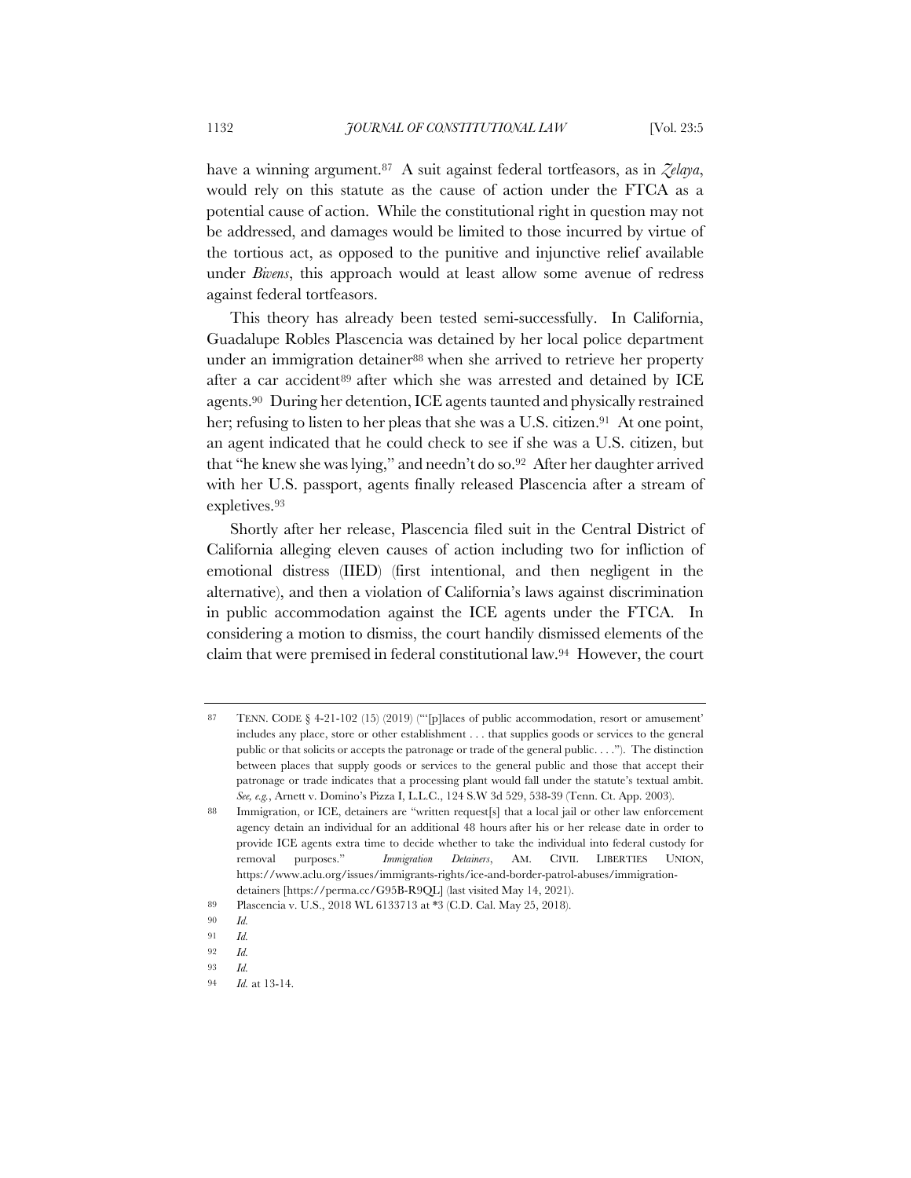have a winning argument.[87] A suit against federal tortfeasors, as in *Zelaya*, would rely on this statute as the cause of action under the FTCA as a potential cause of action. While the constitutional right in question may not be addressed, and damages would be limited to those incurred by virtue of the tortious act, as opposed to the punitive and injunctive relief available under *Bivens*, this approach would at least allow some avenue of redress against federal tortfeasors.

This theory has already been tested semi-successfully. In California, Guadalupe Robles Plascencia was detained by her local police department under an immigration detainer[88] when she arrived to retrieve her property after a car accident[89] after which she was arrested and detained by ICE agents.[90] During her detention, ICE agents taunted and physically restrained her; refusing to listen to her pleas that she was a U.S. citizen.[91] At one point, an agent indicated that he could check to see if she was a U.S. citizen, but that "he knew she was lying," and needn't do so.[92] After her daughter arrived with her U.S. passport, agents finally released Plascencia after a stream of expletives.[93]

Shortly after her release, Plascencia filed suit in the Central District of California alleging eleven causes of action including two for infliction of emotional distress (IIED) (first intentional, and then negligent in the alternative), and then a violation of California's laws against discrimination in public accommodation against the ICE agents under the FTCA. In considering a motion to dismiss, the court handily dismissed elements of the claim that were premised in federal constitutional law.[94] However, the court

---

87 TENN. CODE § 4-21-102 (15) (2019) ("'[p]laces of public accommodation, resort or amusement' includes any place, store or other establishment . . . that supplies goods or services to the general public or that solicits or accepts the patronage or trade of the general public. . . ."). The distinction between places that supply goods or services to the general public and those that accept their patronage or trade indicates that a processing plant would fall under the statute's textual ambit. *See, e.g.*, Arnett v. Domino's Pizza I, L.L.C., 124 S.W 3d 529, 538-39 (Tenn. Ct. App. 2003).

88 Immigration, or ICE, detainers are "written request[s] that a local jail or other law enforcement agency detain an individual for an additional 48 hours after his or her release date in order to provide ICE agents extra time to decide whether to take the individual into federal custody for removal purposes." *Immigration Detainers*, AM. CIVIL LIBERTIES UNION, https://www.aclu.org/issues/immigrants-rights/ice-and-border-patrol-abuses/immigration-detainers [https://perma.cc/G95B-R9QL] (last visited May 14, 2021).

89 Plascencia v. U.S., 2018 WL 6133713 at *3 (C.D. Cal. May 25, 2018).

90 *Id.*

91 *Id.*

92 *Id.*

93 *Id.*

94 *Id.* at 13-14.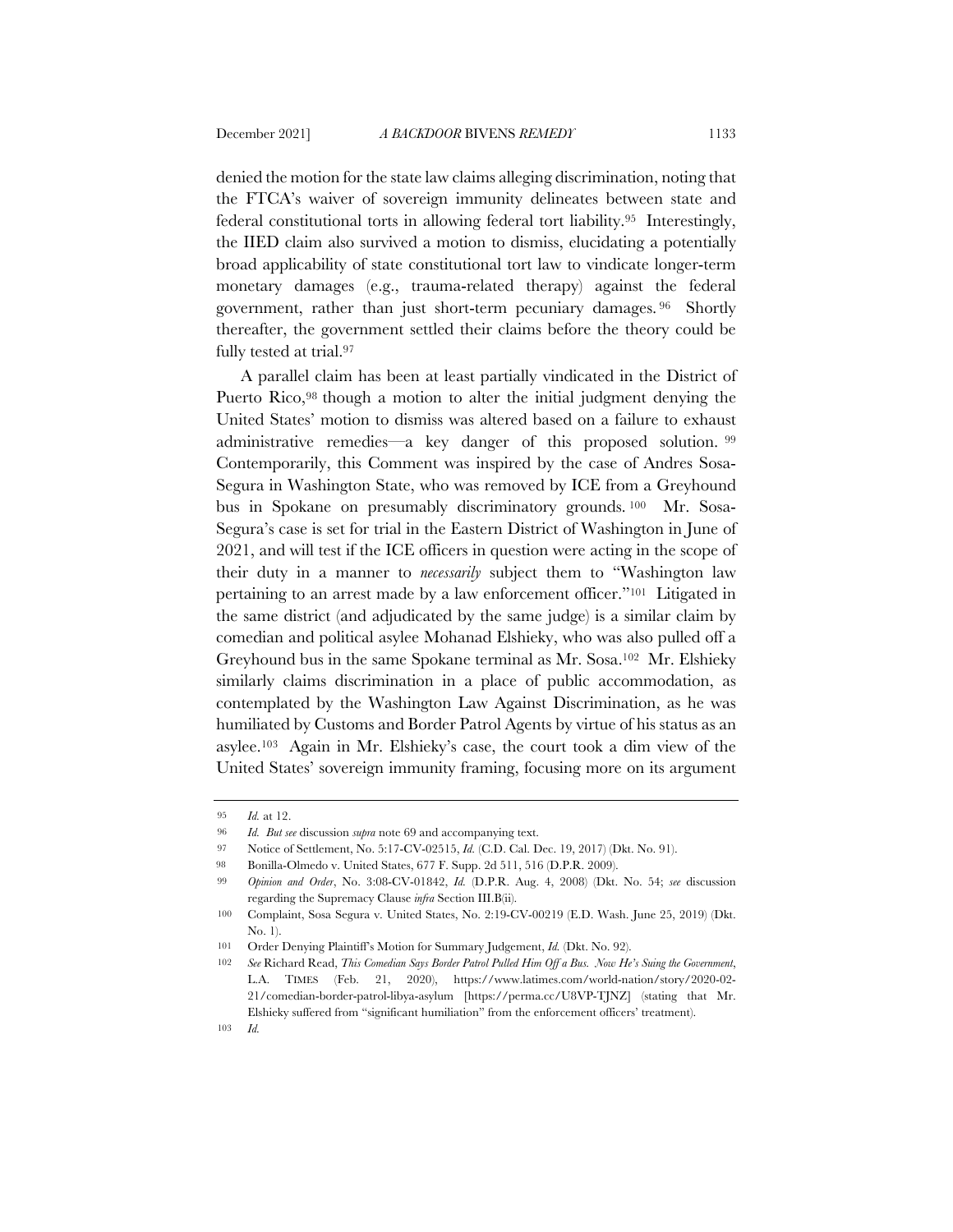denied the motion for the state law claims alleging discrimination, noting that the FTCA's waiver of sovereign immunity delineates between state and federal constitutional torts in allowing federal tort liability.[95] Interestingly, the IIED claim also survived a motion to dismiss, elucidating a potentially broad applicability of state constitutional tort law to vindicate longer-term monetary damages (e.g., trauma-related therapy) against the federal government, rather than just short-term pecuniary damages.[96] Shortly thereafter, the government settled their claims before the theory could be fully tested at trial.[97]

A parallel claim has been at least partially vindicated in the District of Puerto Rico,[98] though a motion to alter the initial judgment denying the United States' motion to dismiss was altered based on a failure to exhaust administrative remedies—a key danger of this proposed solution.[99] Contemporarily, this Comment was inspired by the case of Andres Sosa-Segura in Washington State, who was removed by ICE from a Greyhound bus in Spokane on presumably discriminatory grounds.[100] Mr. Sosa-Segura's case is set for trial in the Eastern District of Washington in June of 2021, and will test if the ICE officers in question were acting in the scope of their duty in a manner to *necessarily* subject them to "Washington law pertaining to an arrest made by a law enforcement officer."[101] Litigated in the same district (and adjudicated by the same judge) is a similar claim by comedian and political asylee Mohanad Elshieky, who was also pulled off a Greyhound bus in the same Spokane terminal as Mr. Sosa.[102] Mr. Elshieky similarly claims discrimination in a place of public accommodation, as contemplated by the Washington Law Against Discrimination, as he was humiliated by Customs and Border Patrol Agents by virtue of his status as an asylee.[103] Again in Mr. Elshieky's case, the court took a dim view of the United States' sovereign immunity framing, focusing more on its argument

---

95 *Id.* at 12.

96 *Id. But see* discussion *supra* note 69 and accompanying text.

97 Notice of Settlement, No. 5:17-CV-02515, *Id.* (C.D. Cal. Dec. 19, 2017) (Dkt. No. 91).

98 Bonilla-Olmedo v. United States, 677 F. Supp. 2d 511, 516 (D.P.R. 2009).

99 *Opinion and Order*, No. 3:08-CV-01842, *Id.* (D.P.R. Aug. 4, 2008) (Dkt. No. 54; *see* discussion regarding the Supremacy Clause *infra* Section III.B(ii).

100 Complaint, Sosa Segura v. United States, No. 2:19-CV-00219 (E.D. Wash. June 25, 2019) (Dkt. No. 1).

101 Order Denying Plaintiff's Motion for Summary Judgement, *Id.* (Dkt. No. 92).

102 *See* Richard Read, *This Comedian Says Border Patrol Pulled Him Off a Bus. Now He's Suing the Government*, L.A. TIMES (Feb. 21, 2020), https://www.latimes.com/world-nation/story/2020-02-21/comedian-border-patrol-libya-asylum [https://perma.cc/U8VP-TJNZ] (stating that Mr. Elshieky suffered from "significant humiliation" from the enforcement officers' treatment).

103 *Id.*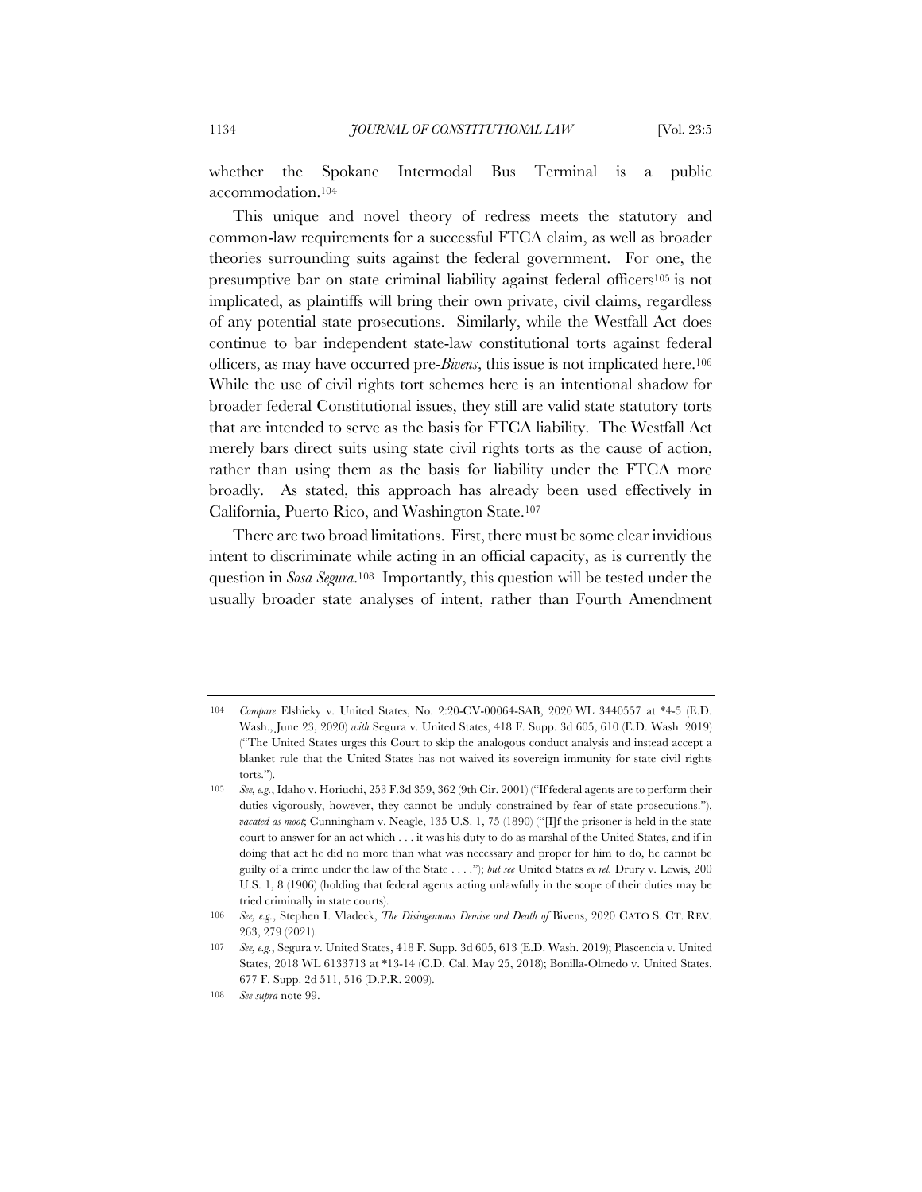whether the Spokane Intermodal Bus Terminal is a public accommodation.[104]

This unique and novel theory of redress meets the statutory and common-law requirements for a successful FTCA claim, as well as broader theories surrounding suits against the federal government. For one, the presumptive bar on state criminal liability against federal officers[105] is not implicated, as plaintiffs will bring their own private, civil claims, regardless of any potential state prosecutions. Similarly, while the Westfall Act does continue to bar independent state-law constitutional torts against federal officers, as may have occurred pre-*Bivens*, this issue is not implicated here.[106] While the use of civil rights tort schemes here is an intentional shadow for broader federal Constitutional issues, they still are valid state statutory torts that are intended to serve as the basis for FTCA liability. The Westfall Act merely bars direct suits using state civil rights torts as the cause of action, rather than using them as the basis for liability under the FTCA more broadly. As stated, this approach has already been used effectively in California, Puerto Rico, and Washington State.[107]

There are two broad limitations. First, there must be some clear invidious intent to discriminate while acting in an official capacity, as is currently the question in *Sosa Segura*.[108] Importantly, this question will be tested under the usually broader state analyses of intent, rather than Fourth Amendment

---

104 *Compare* Elshieky v. United States, No. 2:20-CV-00064-SAB, 2020 WL 3440557 at *4-5 (E.D. Wash., June 23, 2020) *with* Segura v. United States, 418 F. Supp. 3d 605, 610 (E.D. Wash. 2019) ("The United States urges this Court to skip the analogous conduct analysis and instead accept a blanket rule that the United States has not waived its sovereign immunity for state civil rights torts.").

105 *See, e.g.*, Idaho v. Horiuchi, 253 F.3d 359, 362 (9th Cir. 2001) ("If federal agents are to perform their duties vigorously, however, they cannot be unduly constrained by fear of state prosecutions."), *vacated as moot*; Cunningham v. Neagle, 135 U.S. 1, 75 (1890) ("[I]f the prisoner is held in the state court to answer for an act which . . . it was his duty to do as marshal of the United States, and if in doing that act he did no more than what was necessary and proper for him to do, he cannot be guilty of a crime under the law of the State . . . ."); *but see* United States *ex rel.* Drury v. Lewis, 200 U.S. 1, 8 (1906) (holding that federal agents acting unlawfully in the scope of their duties may be tried criminally in state courts).

106 *See, e.g.*, Stephen I. Vladeck, *The Disingenuous Demise and Death of* Bivens, 2020 CATO S. CT. REV. 263, 279 (2021).

107 *See, e.g.*, Segura v. United States, 418 F. Supp. 3d 605, 613 (E.D. Wash. 2019); Plascencia v. United States, 2018 WL 6133713 at *13-14 (C.D. Cal. May 25, 2018); Bonilla-Olmedo v. United States, 677 F. Supp. 2d 511, 516 (D.P.R. 2009).

108 *See supra* note 99.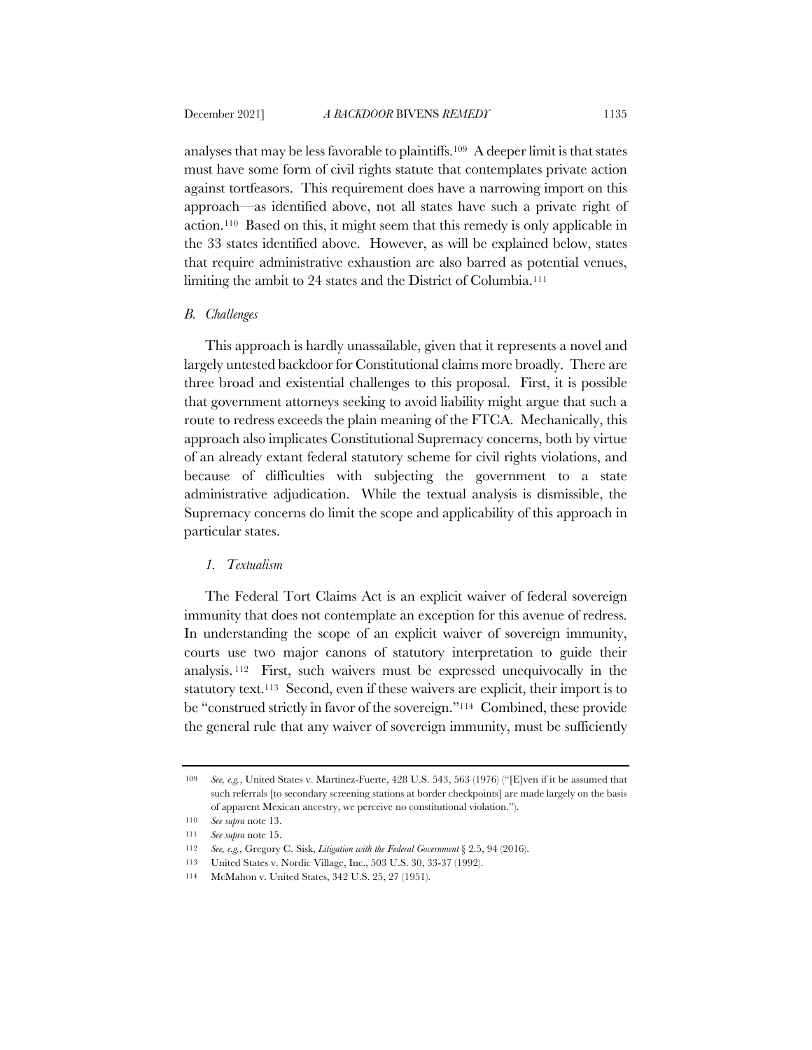analyses that may be less favorable to plaintiffs.[109] A deeper limit is that states must have some form of civil rights statute that contemplates private action against tortfeasors. This requirement does have a narrowing import on this approach—as identified above, not all states have such a private right of action.[110] Based on this, it might seem that this remedy is only applicable in the 33 states identified above. However, as will be explained below, states that require administrative exhaustion are also barred as potential venues, limiting the ambit to 24 states and the District of Columbia.[111]

### *B. Challenges*

This approach is hardly unassailable, given that it represents a novel and largely untested backdoor for Constitutional claims more broadly. There are three broad and existential challenges to this proposal. First, it is possible that government attorneys seeking to avoid liability might argue that such a route to redress exceeds the plain meaning of the FTCA. Mechanically, this approach also implicates Constitutional Supremacy concerns, both by virtue of an already extant federal statutory scheme for civil rights violations, and because of difficulties with subjecting the government to a state administrative adjudication. While the textual analysis is dismissible, the Supremacy concerns do limit the scope and applicability of this approach in particular states.

#### *1. Textualism*

The Federal Tort Claims Act is an explicit waiver of federal sovereign immunity that does not contemplate an exception for this avenue of redress. In understanding the scope of an explicit waiver of sovereign immunity, courts use two major canons of statutory interpretation to guide their analysis.[112] First, such waivers must be expressed unequivocally in the statutory text.[113] Second, even if these waivers are explicit, their import is to be "construed strictly in favor of the sovereign."[114] Combined, these provide the general rule that any waiver of sovereign immunity, must be sufficiently

---

109 *See, e.g.*, United States v. Martinez-Fuerte, 428 U.S. 543, 563 (1976) ("[E]ven if it be assumed that such referrals [to secondary screening stations at border checkpoints] are made largely on the basis of apparent Mexican ancestry, we perceive no constitutional violation.").

110 *See supra* note 13.

111 *See supra* note 15.

112 *See, e.g.*, Gregory C. Sisk, *Litigation with the Federal Government* § 2.5, 94 (2016).

113 United States v. Nordic Village, Inc., 503 U.S. 30, 33-37 (1992).

114 McMahon v. United States, 342 U.S. 25, 27 (1951).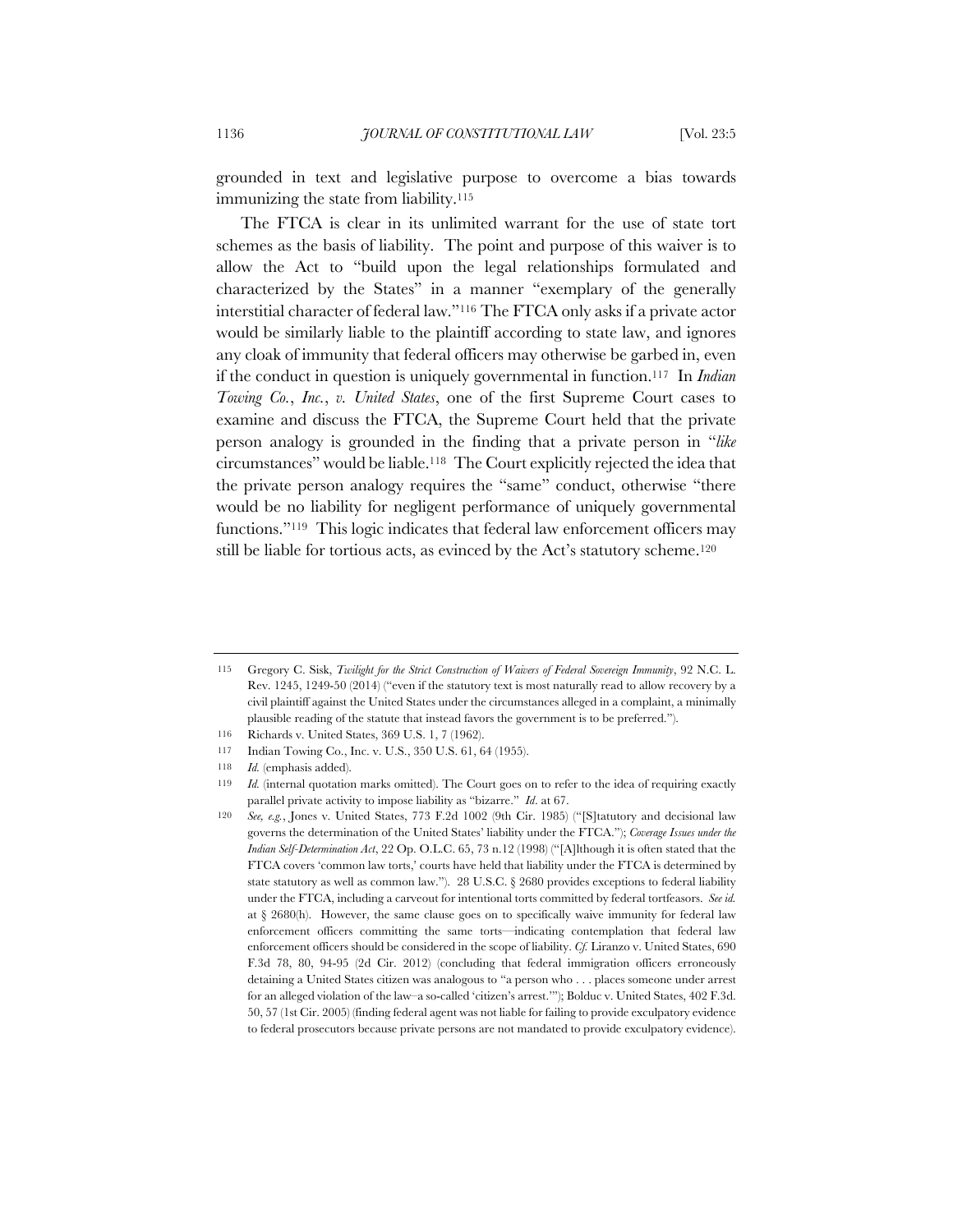grounded in text and legislative purpose to overcome a bias towards immunizing the state from liability.[115]

The FTCA is clear in its unlimited warrant for the use of state tort schemes as the basis of liability. The point and purpose of this waiver is to allow the Act to "build upon the legal relationships formulated and characterized by the States" in a manner "exemplary of the generally interstitial character of federal law."[116] The FTCA only asks if a private actor would be similarly liable to the plaintiff according to state law, and ignores any cloak of immunity that federal officers may otherwise be garbed in, even if the conduct in question is uniquely governmental in function.[117] In *Indian Towing Co.*, *Inc.*, *v. United States*, one of the first Supreme Court cases to examine and discuss the FTCA, the Supreme Court held that the private person analogy is grounded in the finding that a private person in "*like* circumstances" would be liable.[118] The Court explicitly rejected the idea that the private person analogy requires the "same" conduct, otherwise "there would be no liability for negligent performance of uniquely governmental functions."[119] This logic indicates that federal law enforcement officers may still be liable for tortious acts, as evinced by the Act's statutory scheme.[120]

---

115 Gregory C. Sisk, *Twilight for the Strict Construction of Waivers of Federal Sovereign Immunity*, 92 N.C. L. Rev. 1245, 1249-50 (2014) ("even if the statutory text is most naturally read to allow recovery by a civil plaintiff against the United States under the circumstances alleged in a complaint, a minimally plausible reading of the statute that instead favors the government is to be preferred.").

116 Richards v. United States, 369 U.S. 1, 7 (1962).

117 Indian Towing Co., Inc. v. U.S., 350 U.S. 61, 64 (1955).

118 *Id.* (emphasis added).

119 *Id.* (internal quotation marks omitted). The Court goes on to refer to the idea of requiring exactly parallel private activity to impose liability as "bizarre." *Id*. at 67.

120 *See, e.g.*, Jones v. United States, 773 F.2d 1002 (9th Cir. 1985) ("[S]tatutory and decisional law governs the determination of the United States' liability under the FTCA."); *Coverage Issues under the Indian Self-Determination Act*, 22 Op. O.L.C. 65, 73 n.12 (1998) ("[A]lthough it is often stated that the FTCA covers 'common law torts,' courts have held that liability under the FTCA is determined by state statutory as well as common law."). 28 U.S.C. § 2680 provides exceptions to federal liability under the FTCA, including a carveout for intentional torts committed by federal tortfeasors. *See id.* at § 2680(h). However, the same clause goes on to specifically waive immunity for federal law enforcement officers committing the same torts—indicating contemplation that federal law enforcement officers should be considered in the scope of liability. *Cf.* Liranzo v. United States, 690 F.3d 78, 80, 94-95 (2d Cir. 2012) (concluding that federal immigration officers erroneously detaining a United States citizen was analogous to "a person who . . . places someone under arrest for an alleged violation of the law–a so-called 'citizen's arrest.'"); Bolduc v. United States, 402 F.3d. 50, 57 (1st Cir. 2005) (finding federal agent was not liable for failing to provide exculpatory evidence to federal prosecutors because private persons are not mandated to provide exculpatory evidence).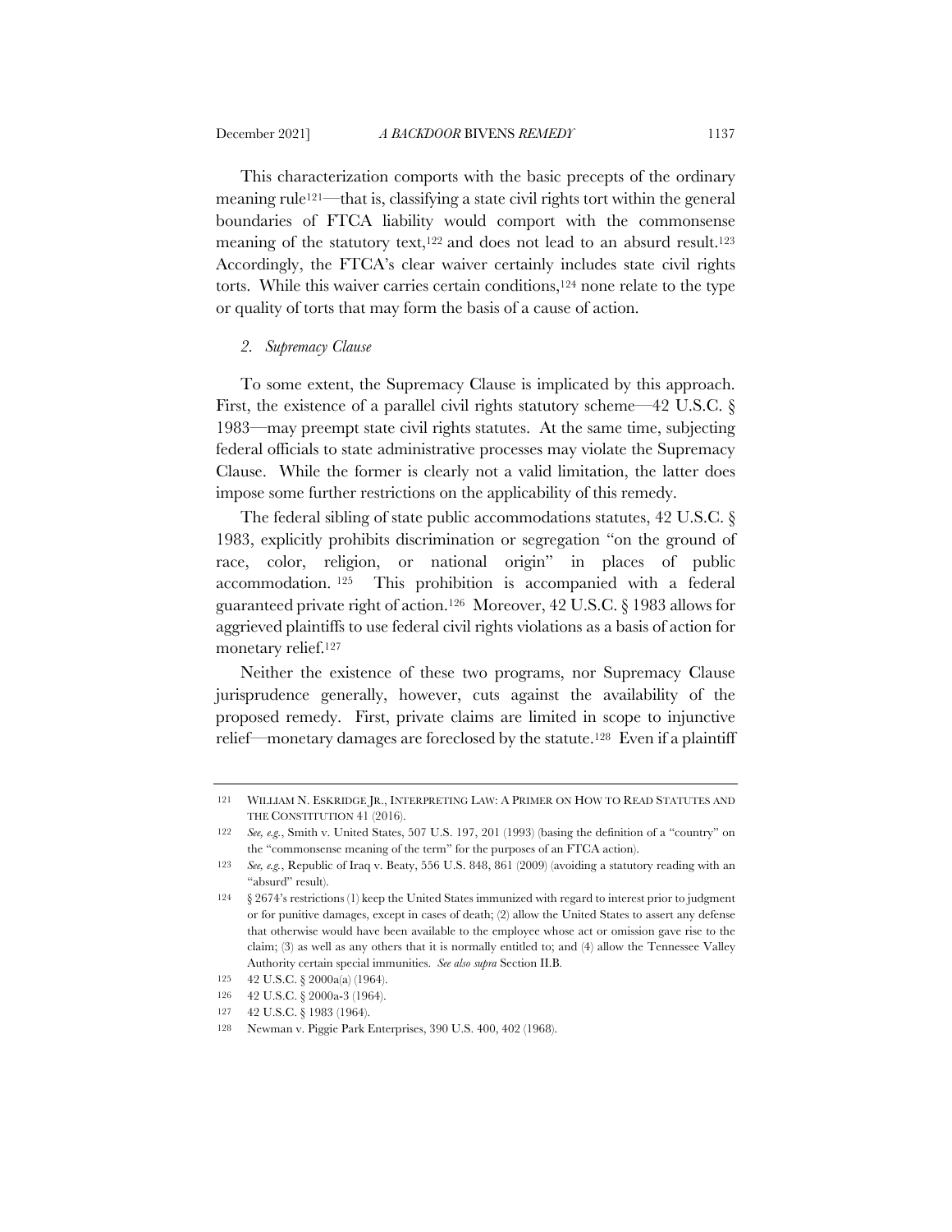This characterization comports with the basic precepts of the ordinary meaning rule[121]—that is, classifying a state civil rights tort within the general boundaries of FTCA liability would comport with the commonsense meaning of the statutory text,[122] and does not lead to an absurd result.[123] Accordingly, the FTCA's clear waiver certainly includes state civil rights torts. While this waiver carries certain conditions,[124] none relate to the type or quality of torts that may form the basis of a cause of action.

### 2. *Supremacy Clause*

To some extent, the Supremacy Clause is implicated by this approach. First, the existence of a parallel civil rights statutory scheme—42 U.S.C. § 1983—may preempt state civil rights statutes. At the same time, subjecting federal officials to state administrative processes may violate the Supremacy Clause. While the former is clearly not a valid limitation, the latter does impose some further restrictions on the applicability of this remedy.

The federal sibling of state public accommodations statutes, 42 U.S.C. § 1983, explicitly prohibits discrimination or segregation "on the ground of race, color, religion, or national origin" in places of public accommodation.[125] This prohibition is accompanied with a federal guaranteed private right of action.[126] Moreover, 42 U.S.C. § 1983 allows for aggrieved plaintiffs to use federal civil rights violations as a basis of action for monetary relief.[127]

Neither the existence of these two programs, nor Supremacy Clause jurisprudence generally, however, cuts against the availability of the proposed remedy. First, private claims are limited in scope to injunctive relief—monetary damages are foreclosed by the statute.[128] Even if a plaintiff

---

121 WILLIAM N. ESKRIDGE JR., INTERPRETING LAW: A PRIMER ON HOW TO READ STATUTES AND THE CONSTITUTION 41 (2016).

122 *See, e.g.*, Smith v. United States, 507 U.S. 197, 201 (1993) (basing the definition of a "country" on the "commonsense meaning of the term" for the purposes of an FTCA action).

123 *See, e.g.*, Republic of Iraq v. Beaty, 556 U.S. 848, 861 (2009) (avoiding a statutory reading with an "absurd" result).

124 § 2674's restrictions (1) keep the United States immunized with regard to interest prior to judgment or for punitive damages, except in cases of death; (2) allow the United States to assert any defense that otherwise would have been available to the employee whose act or omission gave rise to the claim; (3) as well as any others that it is normally entitled to; and (4) allow the Tennessee Valley Authority certain special immunities. *See also supra* Section II.B.

125 42 U.S.C. § 2000a(a) (1964).

126 42 U.S.C. § 2000a-3 (1964).

127 42 U.S.C. § 1983 (1964).

128 Newman v. Piggie Park Enterprises, 390 U.S. 400, 402 (1968).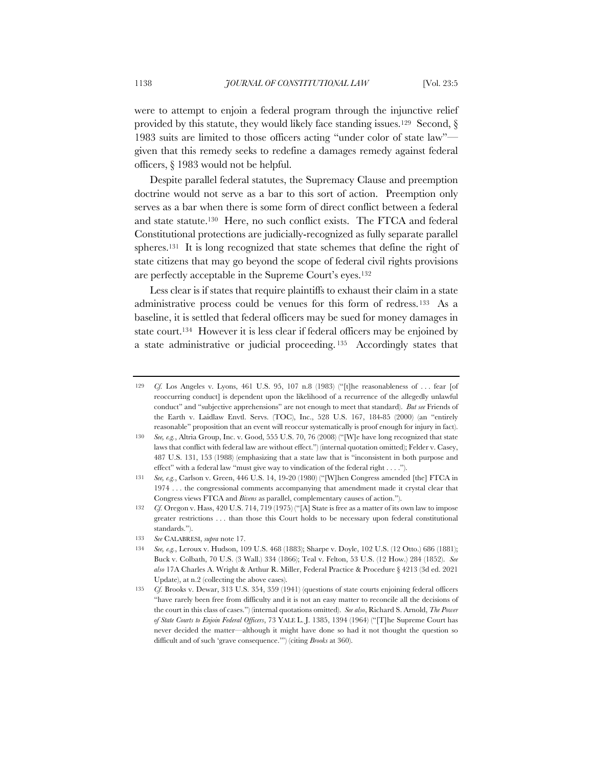were to attempt to enjoin a federal program through the injunctive relief provided by this statute, they would likely face standing issues.[129] Second, § 1983 suits are limited to those officers acting "under color of state law"—given that this remedy seeks to redefine a damages remedy against federal officers, § 1983 would not be helpful.

Despite parallel federal statutes, the Supremacy Clause and preemption doctrine would not serve as a bar to this sort of action. Preemption only serves as a bar when there is some form of direct conflict between a federal and state statute.[130] Here, no such conflict exists. The FTCA and federal Constitutional protections are judicially-recognized as fully separate parallel spheres.[131] It is long recognized that state schemes that define the right of state citizens that may go beyond the scope of federal civil rights provisions are perfectly acceptable in the Supreme Court's eyes.[132]

Less clear is if states that require plaintiffs to exhaust their claim in a state administrative process could be venues for this form of redress.[133] As a baseline, it is settled that federal officers may be sued for money damages in state court.[134] However it is less clear if federal officers may be enjoined by a state administrative or judicial proceeding.[135] Accordingly states that

---

129 *Cf.* Los Angeles v. Lyons, 461 U.S. 95, 107 n.8 (1983) ("[t]he reasonableness of . . . fear [of reoccurring conduct] is dependent upon the likelihood of a recurrence of the allegedly unlawful conduct" and "subjective apprehensions" are not enough to meet that standard). *But see* Friends of the Earth v. Laidlaw Envtl. Servs. (TOC), Inc., 528 U.S. 167, 184-85 (2000) (an "entirely reasonable" proposition that an event will reoccur systematically is proof enough for injury in fact).

130 *See, e.g.*, Altria Group, Inc. v. Good, 555 U.S. 70, 76 (2008) ("[W]e have long recognized that state laws that conflict with federal law are without effect.") (internal quotation omitted); Felder v. Casey, 487 U.S. 131, 153 (1988) (emphasizing that a state law that is "inconsistent in both purpose and effect" with a federal law "must give way to vindication of the federal right . . . .").

131 *See, e.g.*, Carlson v. Green, 446 U.S. 14, 19-20 (1980) ("[W]hen Congress amended [the] FTCA in 1974 . . . the congressional comments accompanying that amendment made it crystal clear that Congress views FTCA and *Bivens* as parallel, complementary causes of action.").

132 *Cf.* Oregon v. Hass, 420 U.S. 714, 719 (1975) ("[A] State is free as a matter of its own law to impose greater restrictions . . . than those this Court holds to be necessary upon federal constitutional standards.").

133 *See* CALABRESI, *supra* note 17.

134 *See, e.g.*, Leroux v. Hudson, 109 U.S. 468 (1883); Sharpe v. Doyle, 102 U.S. (12 Otto.) 686 (1881); Buck v. Colbath, 70 U.S. (3 Wall.) 334 (1866); Teal v. Felton, 53 U.S. (12 How.) 284 (1852). *See also* 17A Charles A. Wright & Arthur R. Miller, Federal Practice & Procedure § 4213 (3d ed. 2021 Update), at n.2 (collecting the above cases).

135 *Cf.* Brooks v. Dewar, 313 U.S. 354, 359 (1941) (questions of state courts enjoining federal officers "have rarely been free from difficulty and it is not an easy matter to reconcile all the decisions of the court in this class of cases.") (internal quotations omitted). *See also*, Richard S. Arnold, *The Power of State Courts to Enjoin Federal Officers*, 73 YALE L. J. 1385, 1394 (1964) ("[T]he Supreme Court has never decided the matter—although it might have done so had it not thought the question so difficult and of such 'grave consequence.'") (citing *Brooks* at 360).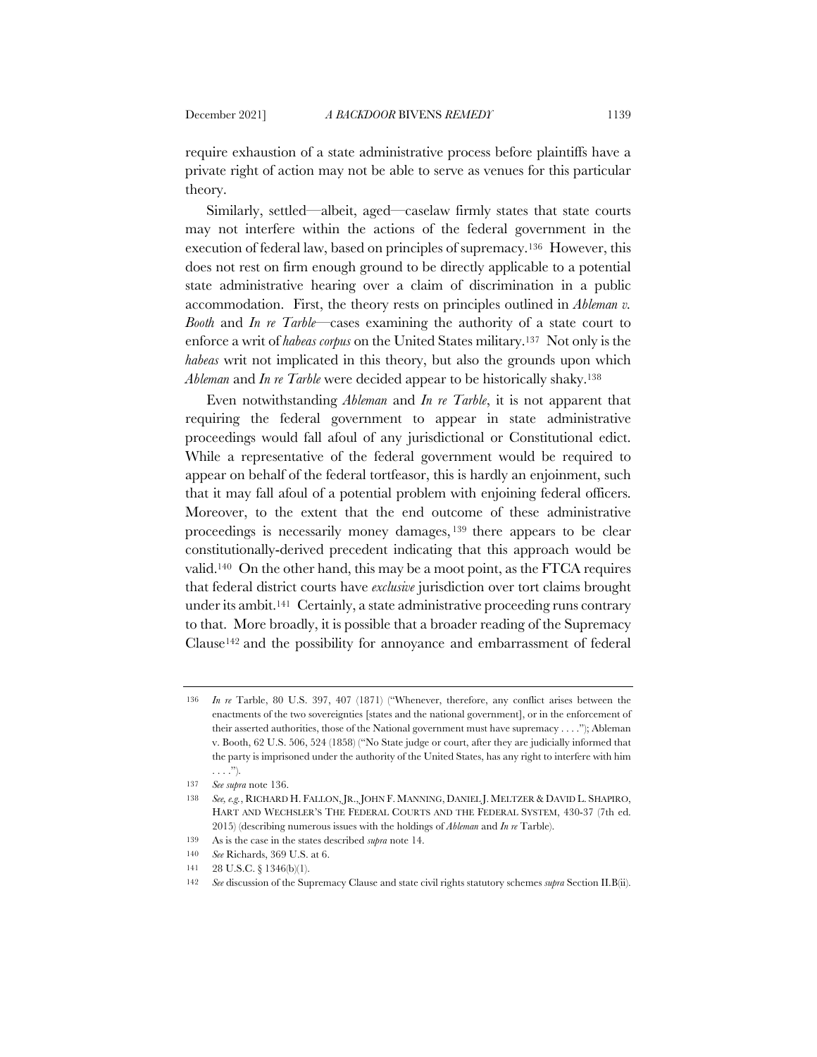require exhaustion of a state administrative process before plaintiffs have a private right of action may not be able to serve as venues for this particular theory.

Similarly, settled—albeit, aged—caselaw firmly states that state courts may not interfere within the actions of the federal government in the execution of federal law, based on principles of supremacy.[136] However, this does not rest on firm enough ground to be directly applicable to a potential state administrative hearing over a claim of discrimination in a public accommodation. First, the theory rests on principles outlined in *Ableman v. Booth* and *In re Tarble*—cases examining the authority of a state court to enforce a writ of *habeas corpus* on the United States military.[137] Not only is the *habeas* writ not implicated in this theory, but also the grounds upon which *Ableman* and *In re Tarble* were decided appear to be historically shaky.[138]

Even notwithstanding *Ableman* and *In re Tarble*, it is not apparent that requiring the federal government to appear in state administrative proceedings would fall afoul of any jurisdictional or Constitutional edict. While a representative of the federal government would be required to appear on behalf of the federal tortfeasor, this is hardly an enjoinment, such that it may fall afoul of a potential problem with enjoining federal officers. Moreover, to the extent that the end outcome of these administrative proceedings is necessarily money damages,[139] there appears to be clear constitutionally-derived precedent indicating that this approach would be valid.[140] On the other hand, this may be a moot point, as the FTCA requires that federal district courts have *exclusive* jurisdiction over tort claims brought under its ambit.[141] Certainly, a state administrative proceeding runs contrary to that. More broadly, it is possible that a broader reading of the Supremacy Clause[142] and the possibility for annoyance and embarrassment of federal

---

136 *In re* Tarble, 80 U.S. 397, 407 (1871) ("Whenever, therefore, any conflict arises between the enactments of the two sovereignties [states and the national government], or in the enforcement of their asserted authorities, those of the National government must have supremacy . . . ."); Ableman v. Booth, 62 U.S. 506, 524 (1858) ("No State judge or court, after they are judicially informed that the party is imprisoned under the authority of the United States, has any right to interfere with him . . . .").

137 *See supra* note 136.

138 *See, e.g.*, RICHARD H. FALLON, JR., JOHN F. MANNING, DANIEL J. MELTZER & DAVID L. SHAPIRO, HART AND WECHSLER'S THE FEDERAL COURTS AND THE FEDERAL SYSTEM, 430-37 (7th ed. 2015) (describing numerous issues with the holdings of *Ableman* and *In re* Tarble).

139 As is the case in the states described *supra* note 14.

140 *See* Richards, 369 U.S. at 6.

141 28 U.S.C. § 1346(b)(1).

142 *See* discussion of the Supremacy Clause and state civil rights statutory schemes *supra* Section II.B(ii).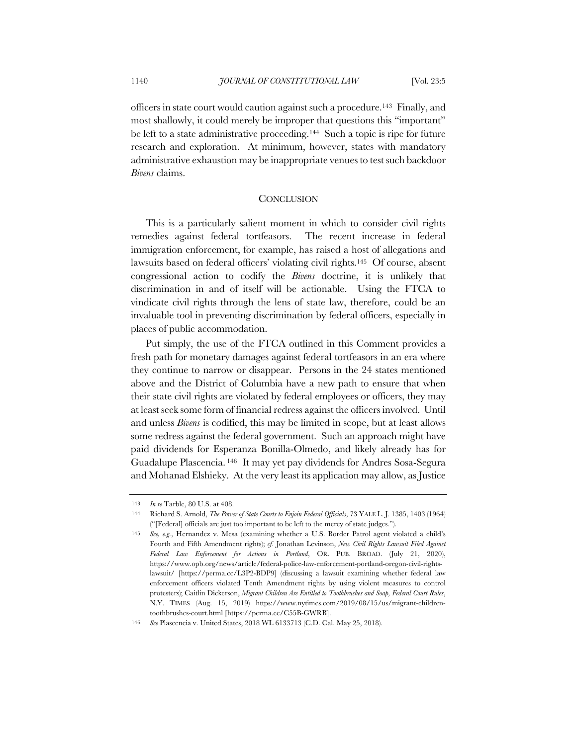officers in state court would caution against such a procedure.[143] Finally, and most shallowly, it could merely be improper that questions this "important" be left to a state administrative proceeding.[144] Such a topic is ripe for future research and exploration. At minimum, however, states with mandatory administrative exhaustion may be inappropriate venues to test such backdoor *Bivens* claims.

## CONCLUSION

This is a particularly salient moment in which to consider civil rights remedies against federal tortfeasors. The recent increase in federal immigration enforcement, for example, has raised a host of allegations and lawsuits based on federal officers' violating civil rights.[145] Of course, absent congressional action to codify the *Bivens* doctrine, it is unlikely that discrimination in and of itself will be actionable. Using the FTCA to vindicate civil rights through the lens of state law, therefore, could be an invaluable tool in preventing discrimination by federal officers, especially in places of public accommodation.

Put simply, the use of the FTCA outlined in this Comment provides a fresh path for monetary damages against federal tortfeasors in an era where they continue to narrow or disappear. Persons in the 24 states mentioned above and the District of Columbia have a new path to ensure that when their state civil rights are violated by federal employees or officers, they may at least seek some form of financial redress against the officers involved. Until and unless *Bivens* is codified, this may be limited in scope, but at least allows some redress against the federal government. Such an approach might have paid dividends for Esperanza Bonilla-Olmedo, and likely already has for Guadalupe Plascencia.[146] It may yet pay dividends for Andres Sosa-Segura and Mohanad Elshieky. At the very least its application may allow, as Justice

---

[143] *In re* Tarble, 80 U.S. at 408.

[144] Richard S. Arnold, *The Power of State Courts to Enjoin Federal Officials*, 73 YALE L.J. 1385, 1403 (1964) ("[Federal] officials are just too important to be left to the mercy of state judges.").

[145] *See, e.g.*, Hernandez v. Mesa (examining whether a U.S. Border Patrol agent violated a child's Fourth and Fifth Amendment rights); *cf.* Jonathan Levinson, *New Civil Rights Lawsuit Filed Against Federal Law Enforcement for Actions in Portland*, OR. PUB. BROAD. (July 21, 2020), https://www.opb.org/news/article/federal-police-law-enforcement-portland-oregon-civil-rights-lawsuit/ [https://perma.cc/L3P2-BDP9] (discussing a lawsuit examining whether federal law enforcement officers violated Tenth Amendment rights by using violent measures to control protesters); Caitlin Dickerson, *Migrant Children Are Entitled to Toothbrushes and Soap, Federal Court Rules*, N.Y. TIMES (Aug. 15, 2019) https://www.nytimes.com/2019/08/15/us/migrant-children-toothbrushes-court.html [https://perma.cc/C55B-GWRB].

[146] *See* Plascencia v. United States, 2018 WL 6133713 (C.D. Cal. May 25, 2018).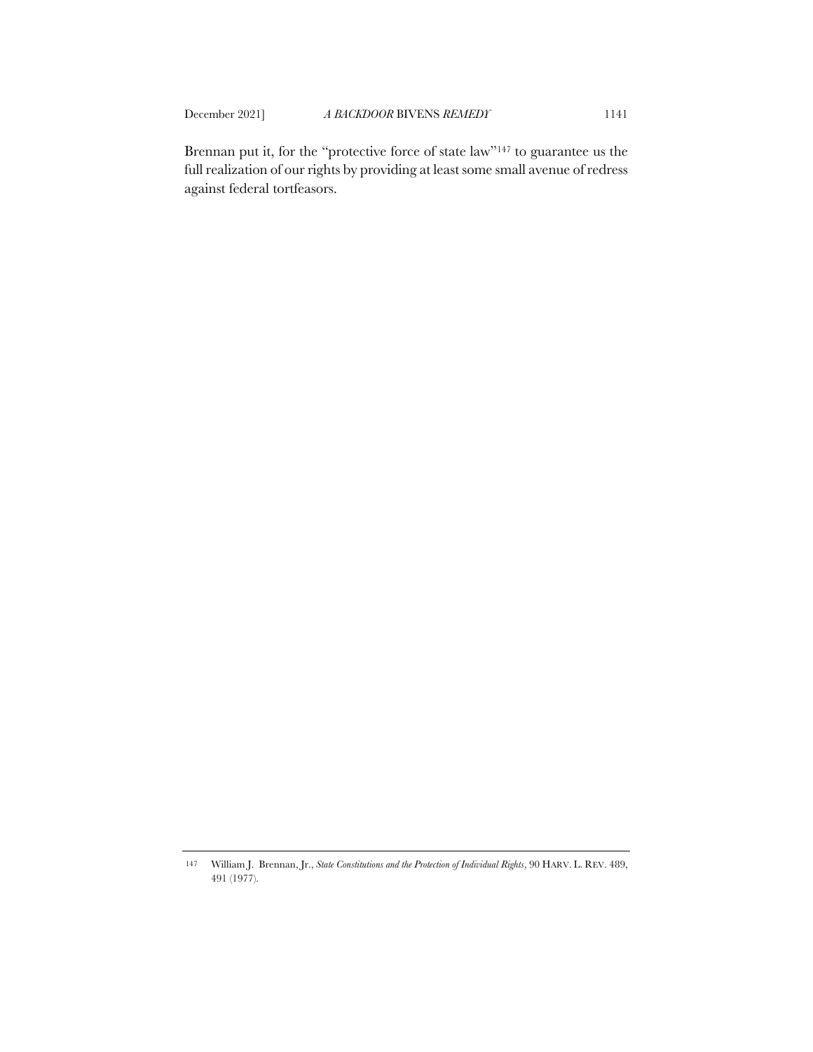Brennan put it, for the "protective force of state law"[147] to guarantee us the full realization of our rights by providing at least some small avenue of redress against federal tortfeasors.

---

[147] William J. Brennan, Jr., *State Constitutions and the Protection of Individual Rights*, 90 HARV. L. REV. 489, 491 (1977).